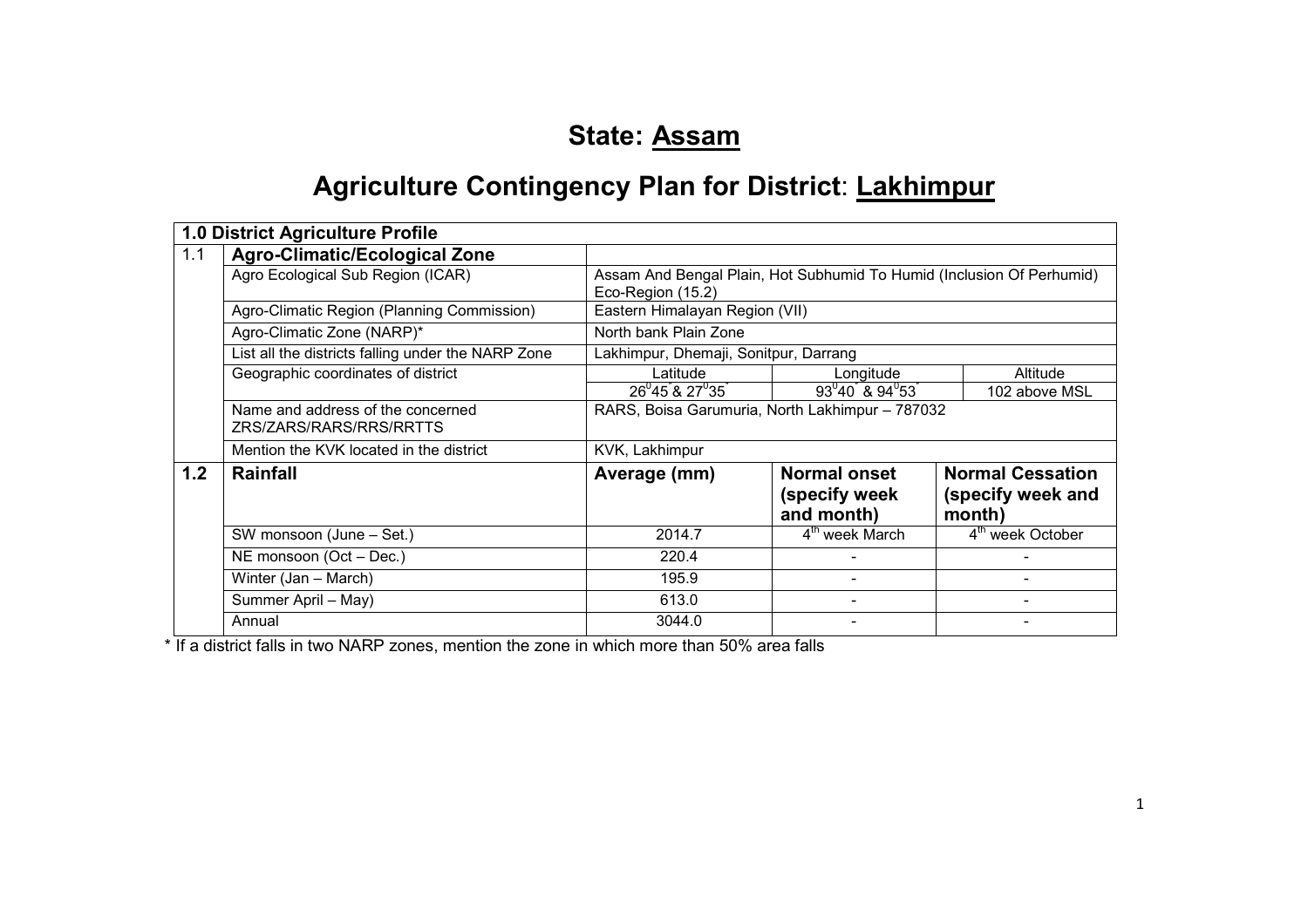# State: Assam

# Agriculture Contingency Plan for District: Lakhimpur

| 1.0 District Agriculture Profile | | | | |
|---|---|---|---|---|
| 1.1 | **Agro-Climatic/Ecological Zone** | | | |
| | Agro Ecological Sub Region (ICAR) | Assam And Bengal Plain, Hot Subhumid To Humid (Inclusion Of Perhumid) Eco-Region (15.2) | | |
| | Agro-Climatic Region (Planning Commission) | Eastern Himalayan Region (VII) | | |
| | Agro-Climatic Zone (NARP)* | North bank Plain Zone | | |
| | List all the districts falling under the NARP Zone | Lakhimpur, Dhemaji, Sonitpur, Darrang | | |
| | Geographic coordinates of district | Latitude | Longitude | Altitude |
| | | $26^0 45' \& 27^0 35'$ | $93^0 40' \& 94^0 53'$ | 102 above MSL |
| | Name and address of the concerned ZRS/ZARS/RARS/RRS/RRTTS | RARS, Boisa Garumuria, North Lakhimpur – 787032 | | |
| | Mention the KVK located in the district | KVK, Lakhimpur | | |
| **1.2** | **Rainfall** | **Average (mm)** | **Normal onset (specify week and month)** | **Normal Cessation (specify week and month)** |
| | SW monsoon (June – Set.) | 2014.7 | 4th week March | 4th week October |
| | NE monsoon (Oct – Dec.) | 220.4 | - | - |
| | Winter (Jan – March) | 195.9 | - | - |
| | Summer April – May) | 613.0 | - | - |
| | Annual | 3044.0 | - | - |

\* If a district falls in two NARP zones, mention the zone in which more than 50% area falls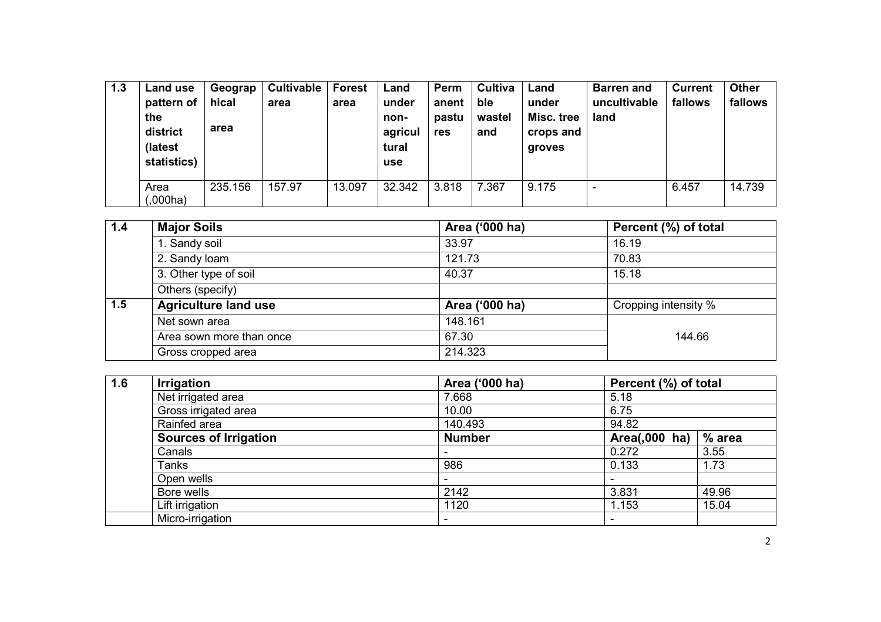| 1.3 | Land use pattern of the district (latest statistics) | Geographical area | Cultivable area | Forest area | Land under non-agricultural use | Permanent pastures | Cultivable wasteland | Land under Misc. tree crops and groves | Barren and uncultivable land | Current fallows | Other fallows |
|---|---|---|---|---|---|---|---|---|---|---|---|
| | Area (,000ha) | 235.156 | 157.97 | 13.097 | 32.342 | 3.818 | 7.367 | 9.175 | - | 6.457 | 14.739 |

| 1.4 | Major Soils | Area ('000 ha) | Percent (%) of total |
|---|---|---|---|
| | 1. Sandy soil | 33.97 | 16.19 |
| | 2. Sandy loam | 121.73 | 70.83 |
| | 3. Other type of soil | 40.37 | 15.18 |
| | Others (specify) | | |
| **1.5** | **Agriculture land use** | **Area ('000 ha)** | Cropping intensity % |
| | Net sown area | 148.161 | 144.66 |
| | Area sown more than once | 67.30 | |
| | Gross cropped area | 214.323 | |

| 1.6 | Irrigation | Area ('000 ha) | Percent (%) of total | |
|---|---|---|---|---|
| | Net irrigated area | 7.668 | 5.18 | |
| | Gross irrigated area | 10.00 | 6.75 | |
| | Rainfed area | 140.493 | 94.82 | |
| | **Sources of Irrigation** | **Number** | **Area(,000 ha)** | **% area** |
| | Canals | - | 0.272 | 3.55 |
| | Tanks | 986 | 0.133 | 1.73 |
| | Open wells | - | - | |
| | Bore wells | 2142 | 3.831 | 49.96 |
| | Lift irrigation | 1120 | 1.153 | 15.04 |
| | Micro-irrigation | - | - | |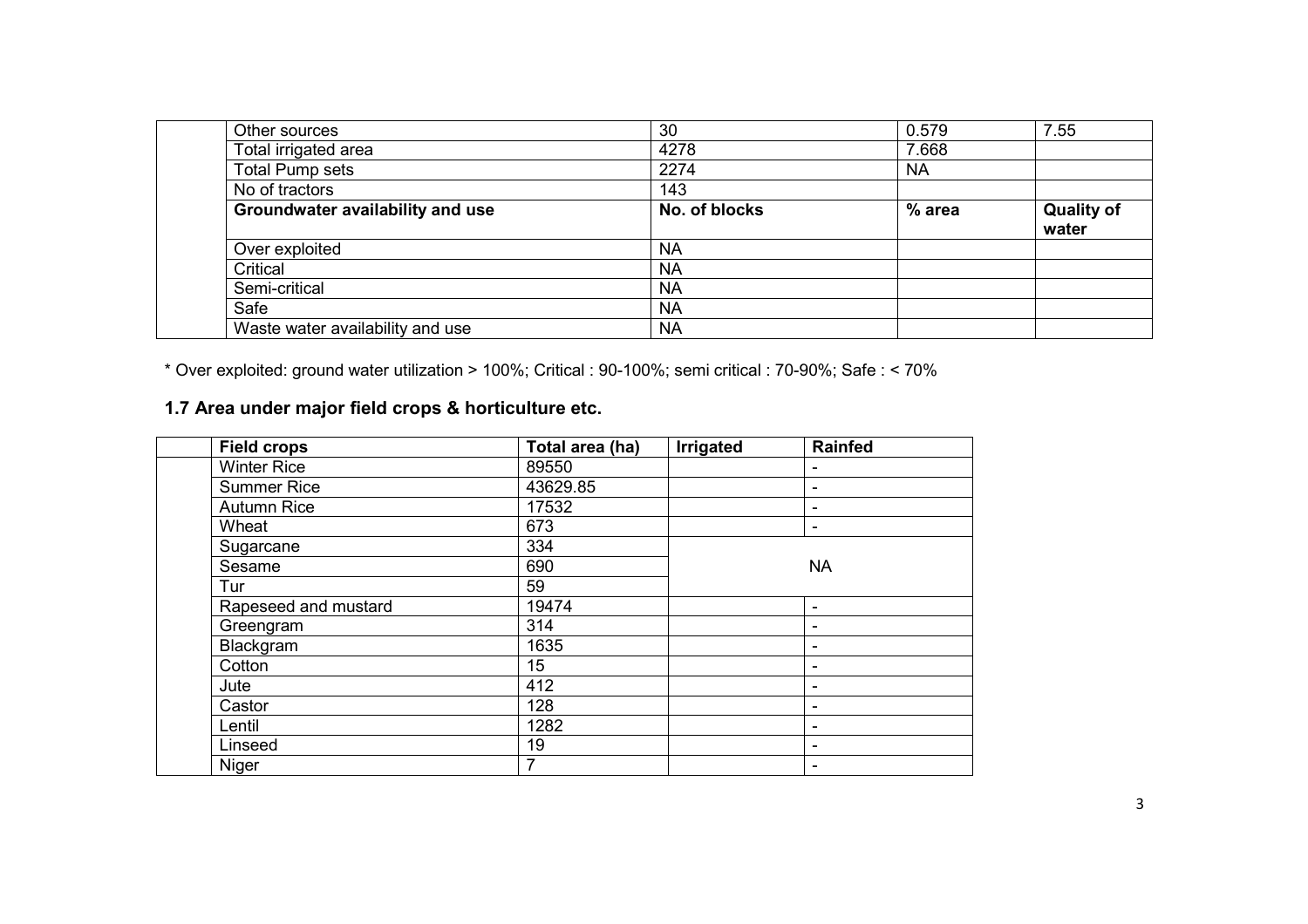|  | Other sources | 30 | 0.579 | 7.55 |
|---|---|---|---|---|
|  | Total irrigated area | 4278 | 7.668 |  |
|  | Total Pump sets | 2274 | NA |  |
|  | No of tractors | 143 |  |  |
|  | **Groundwater availability and use** | **No. of blocks** | **% area** | **Quality of water** |
|  | Over exploited | NA |  |  |
|  | Critical | NA |  |  |
|  | Semi-critical | NA |  |  |
|  | Safe | NA |  |  |
|  | Waste water availability and use | NA |  |  |

* Over exploited: ground water utilization > 100%; Critical : 90-100%; semi critical : 70-90%; Safe : < 70%

## 1.7 Area under major field crops & horticulture etc.

|  | Field crops | Total area (ha) | Irrigated | Rainfed |
|---|---|---|---|---|
|  | Winter Rice | 89550 |  | - |
|  | Summer Rice | 43629.85 |  | - |
|  | Autumn Rice | 17532 |  | - |
|  | Wheat | 673 |  | - |
|  | Sugarcane | 334 | NA | |
|  | Sesame | 690 | | |
|  | Tur | 59 | | |
|  | Rapeseed and mustard | 19474 |  | - |
|  | Greengram | 314 |  | - |
|  | Blackgram | 1635 |  | - |
|  | Cotton | 15 |  | - |
|  | Jute | 412 |  | - |
|  | Castor | 128 |  | - |
|  | Lentil | 1282 |  | - |
|  | Linseed | 19 |  | - |
|  | Niger | 7 |  | - |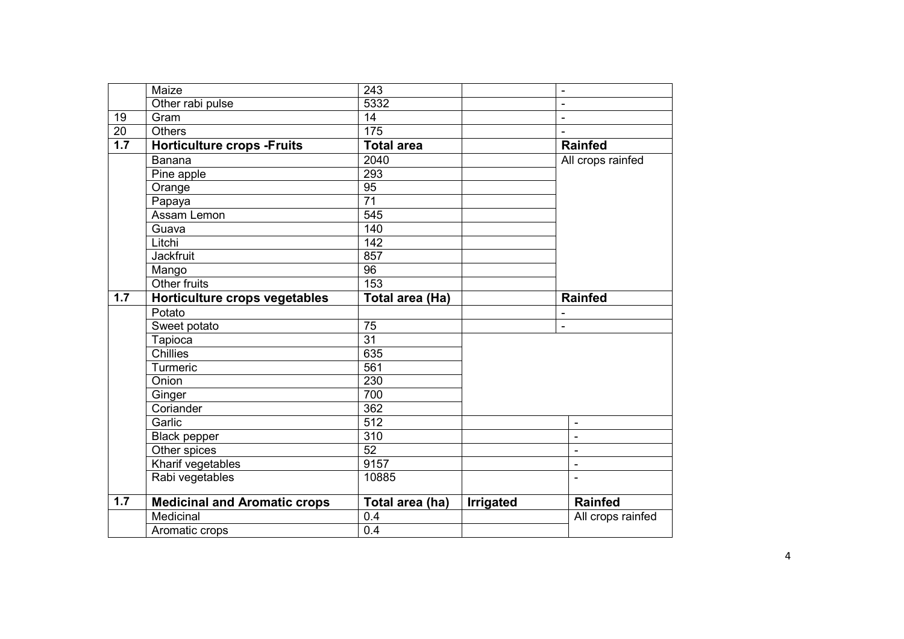| | | | | |
|---|---|---|---|---|
| | Maize | 243 | | - |
| | Other rabi pulse | 5332 | | - |
| 19 | Gram | 14 | | - |
| 20 | Others | 175 | | - |
| **1.7** | **Horticulture crops -Fruits** | **Total area** | | **Rainfed** |
| | Banana | 2040 | | All crops rainfed |
| | Pine apple | 293 | | |
| | Orange | 95 | | |
| | Papaya | 71 | | |
| | Assam Lemon | 545 | | |
| | Guava | 140 | | |
| | Litchi | 142 | | |
| | Jackfruit | 857 | | |
| | Mango | 96 | | |
| | Other fruits | 153 | | |
| **1.7** | **Horticulture crops vegetables** | **Total area (Ha)** | | **Rainfed** |
| | Potato | | | - |
| | Sweet potato | 75 | | - |
| | Tapioca | 31 | | |
| | Chillies | 635 | | |
| | Turmeric | 561 | | |
| | Onion | 230 | | |
| | Ginger | 700 | | |
| | Coriander | 362 | | |
| | Garlic | 512 | | - |
| | Black pepper | 310 | | - |
| | Other spices | 52 | | - |
| | Kharif vegetables | 9157 | | - |
| | Rabi vegetables | 10885 | | - |
| **1.7** | **Medicinal and Aromatic crops** | **Total area (ha)** | **Irrigated** | **Rainfed** |
| | Medicinal | 0.4 | | All crops rainfed |
| | Aromatic crops | 0.4 | | |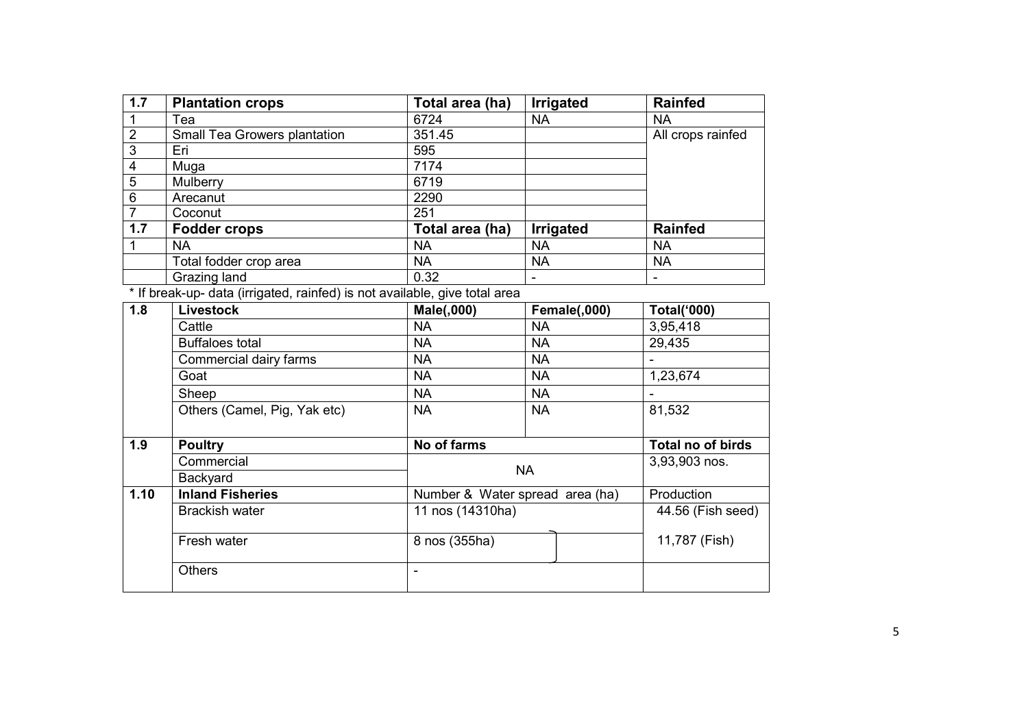| 1.7 | Plantation crops | Total area (ha) | Irrigated | Rainfed |
|---|---|---|---|---|
| 1 | Tea | 6724 | NA | NA |
| 2 | Small Tea Growers plantation | 351.45 | | All crops rainfed |
| 3 | Eri | 595 | | |
| 4 | Muga | 7174 | | |
| 5 | Mulberry | 6719 | | |
| 6 | Arecanut | 2290 | | |
| 7 | Coconut | 251 | | |
| **1.7** | **Fodder crops** | **Total area (ha)** | **Irrigated** | **Rainfed** |
| 1 | NA | NA | NA | NA |
| | Total fodder crop area | NA | NA | NA |
| | Grazing land | 0.32 | - | - |

* If break-up- data (irrigated, rainfed) is not available, give total area

| 1.8 | Livestock | Male(,000) | Female(,000) | Total('000) |
|---|---|---|---|---|
| | Cattle | NA | NA | 3,95,418 |
| | Buffaloes total | NA | NA | 29,435 |
| | Commercial dairy farms | NA | NA | - |
| | Goat | NA | NA | 1,23,674 |
| | Sheep | NA | NA | - |
| | Others (Camel, Pig, Yak etc) | NA | NA | 81,532 |
| **1.9** | **Poultry** | **No of farms** | | **Total no of birds** |
| | Commercial | NA | | 3,93,903 nos. |
| | Backyard | | | |
| **1.10** | **Inland Fisheries** | Number & Water spread area (ha) | | Production |
| | Brackish water | 11 nos (14310ha) | | 44.56 (Fish seed) |
| | Fresh water | 8 nos (355ha) | | 11,787 (Fish) |
| | Others | - | | |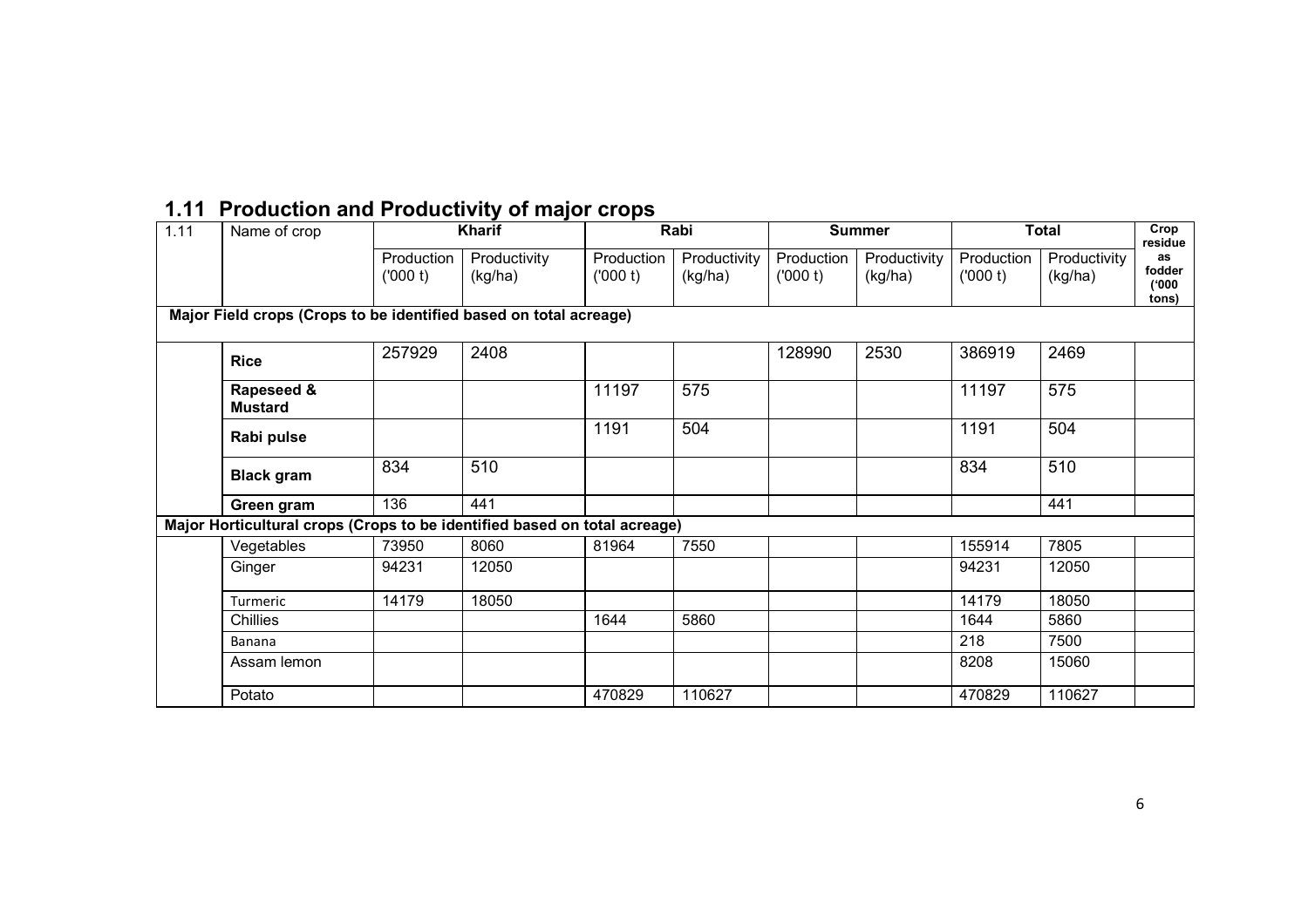## 1.11 Production and Productivity of major crops

| 1.11 | Name of crop | Kharif | | Rabi | | Summer | | Total | | Crop residue as fodder ('000 tons) |
|---|---|---|---|---|---|---|---|---|---|---|
| | | Production ('000 t) | Productivity (kg/ha) | Production ('000 t) | Productivity (kg/ha) | Production ('000 t) | Productivity (kg/ha) | Production ('000 t) | Productivity (kg/ha) | |
| **Major Field crops (Crops to be identified based on total acreage)** | | | | | | | | | | |
| | **Rice** | 257929 | 2408 | | | 128990 | 2530 | 386919 | 2469 | |
| | **Rapeseed & Mustard** | | | 11197 | 575 | | | 11197 | 575 | |
| | **Rabi pulse** | | | 1191 | 504 | | | 1191 | 504 | |
| | **Black gram** | 834 | 510 | | | | | 834 | 510 | |
| | **Green gram** | 136 | 441 | | | | | | 441 | |
| **Major Horticultural crops (Crops to be identified based on total acreage)** | | | | | | | | | | |
| | Vegetables | 73950 | 8060 | 81964 | 7550 | | | 155914 | 7805 | |
| | Ginger | 94231 | 12050 | | | | | 94231 | 12050 | |
| | Turmeric | 14179 | 18050 | | | | | 14179 | 18050 | |
| | Chillies | | | 1644 | 5860 | | | 1644 | 5860 | |
| | Banana | | | | | | | 218 | 7500 | |
| | Assam lemon | | | | | | | 8208 | 15060 | |
| | Potato | | | 470829 | 110627 | | | 470829 | 110627 | |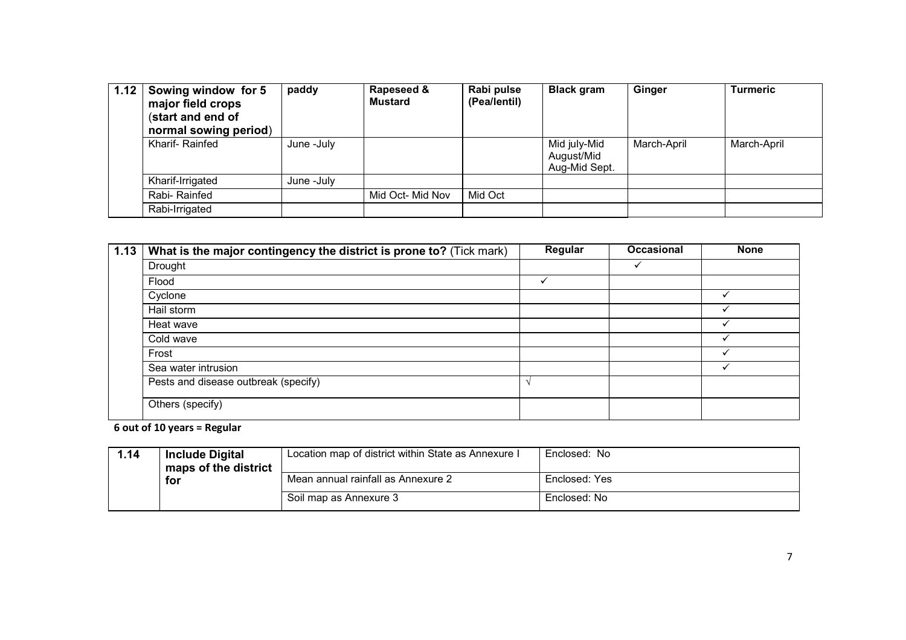| 1.12 | Sowing window for 5 major field crops (start and end of normal sowing period) | paddy | Rapeseed & Mustard | Rabi pulse (Pea/lentil) | Black gram | Ginger | Turmeric |
|---|---|---|---|---|---|---|---|
| | Kharif- Rainfed | June -July | | | Mid july-Mid August/Mid Aug-Mid Sept. | March-April | March-April |
| | Kharif-Irrigated | June -July | | | | | |
| | Rabi- Rainfed | | Mid Oct- Mid Nov | Mid Oct | | | |
| | Rabi-Irrigated | | | | | | |

| 1.13 | What is the major contingency the district is prone to? (Tick mark) | Regular | Occasional | None |
|---|---|---|---|---|
| | Drought | | ✓ | |
| | Flood | ✓ | | |
| | Cyclone | | | ✓ |
| | Hail storm | | | ✓ |
| | Heat wave | | | ✓ |
| | Cold wave | | | ✓ |
| | Frost | | | ✓ |
| | Sea water intrusion | | | ✓ |
| | Pests and disease outbreak (specify) | √ | | |
| | Others (specify) | | | |

**6 out of 10 years = Regular**

| 1.14 | Include Digital maps of the district for | Location map of district within State as Annexure I | Enclosed: No |
|---|---|---|---|
| | | Mean annual rainfall as Annexure 2 | Enclosed: Yes |
| | | Soil map as Annexure 3 | Enclosed: No |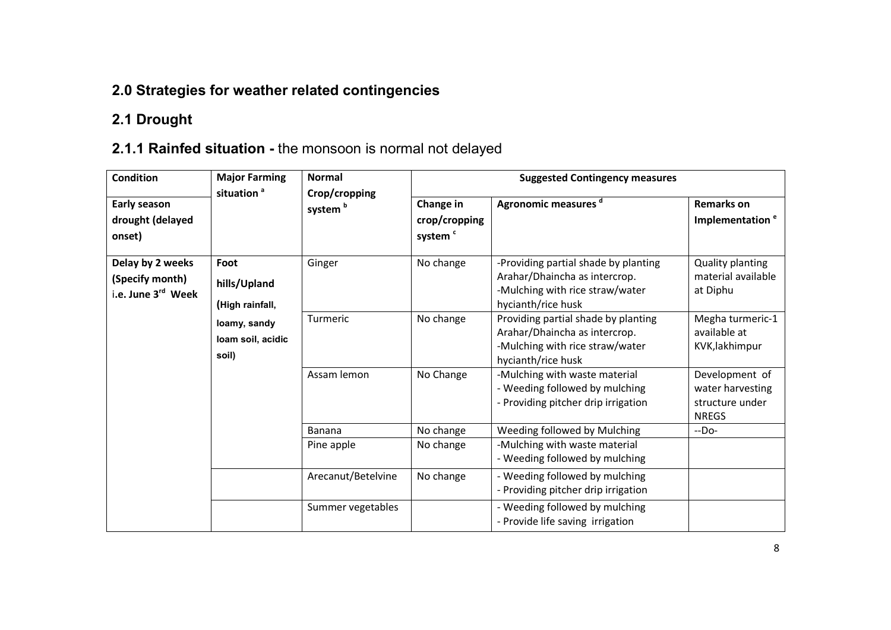## 2.0 Strategies for weather related contingencies

## 2.1 Drought

### 2.1.1 Rainfed situation - the monsoon is normal not delayed

| Condition | Major Farming situation [a] | Normal Crop/cropping system [b] | Suggested Contingency measures | | |
|---|---|---|---|---|---|
| Early season drought (delayed onset) | | | Change in crop/cropping system [c] | Agronomic measures [d] | Remarks on Implementation [e] |
| Delay by 2 weeks (Specify month) i.e. June 3rd Week | Foot hills/Upland (High rainfall, loamy, sandy loam soil, acidic soil) | Ginger | No change | -Providing partial shade by planting Arahar/Dhaincha as intercrop.<br>-Mulching with rice straw/water hycianth/rice husk | Quality planting material available at Diphu |
| | | Turmeric | No change | Providing partial shade by planting Arahar/Dhaincha as intercrop.<br>-Mulching with rice straw/water hycianth/rice husk | Megha turmeric-1 available at KVK,lakhimpur |
| | | Assam lemon | No Change | -Mulching with waste material<br>- Weeding followed by mulching<br>- Providing pitcher drip irrigation | Development of water harvesting structure under NREGS |
| | | Banana | No change | Weeding followed by Mulching | --Do- |
| | | Pine apple | No change | -Mulching with waste material<br>- Weeding followed by mulching | |
| | | Arecanut/Betelvine | No change | - Weeding followed by mulching<br>- Providing pitcher drip irrigation | |
| | | Summer vegetables | | - Weeding followed by mulching<br>- Provide life saving irrigation | |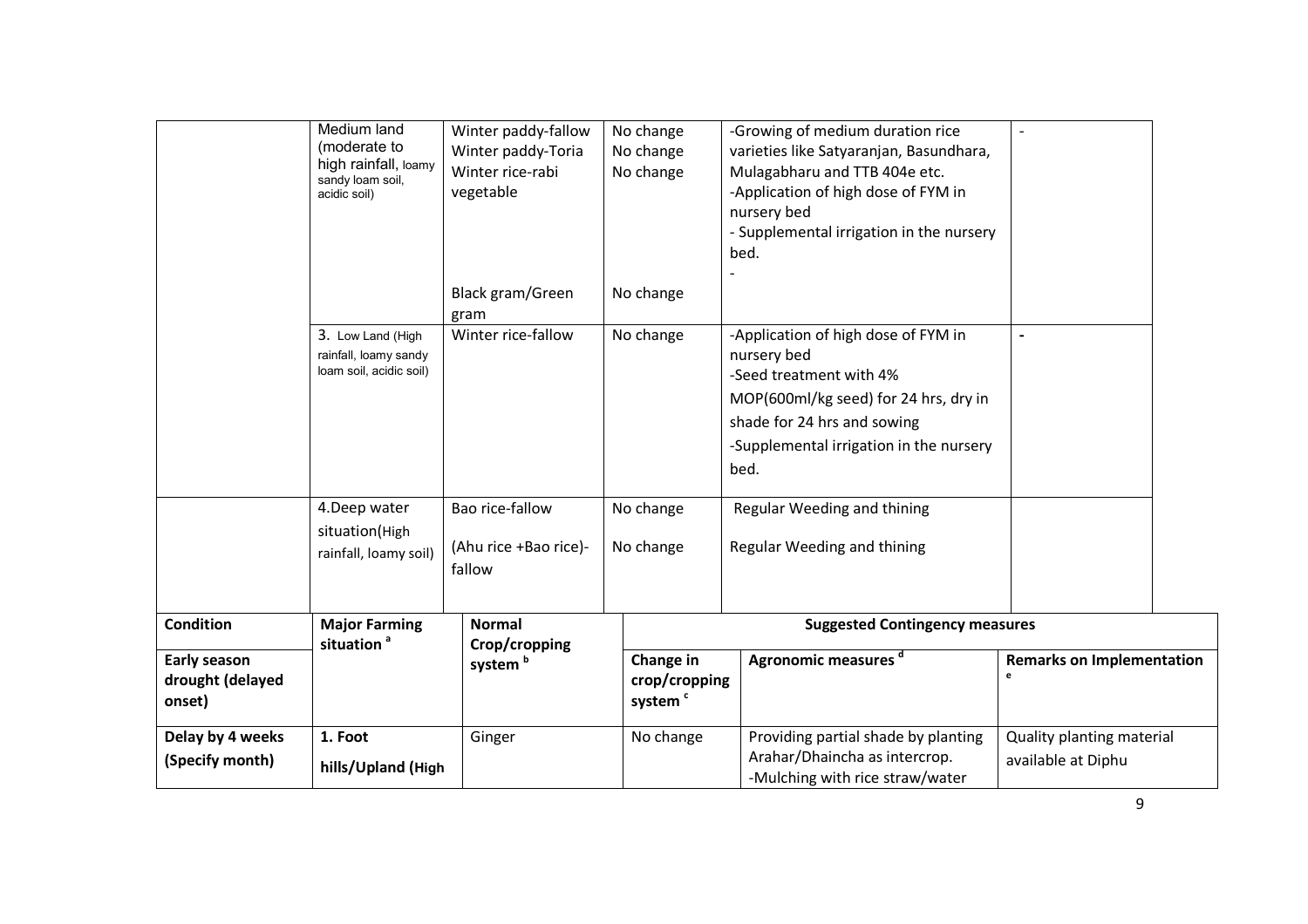|  | Major Farming situation | Normal Crop/cropping system | Change in crop/cropping system | Agronomic measures | Remarks on Implementation |
|---|---|---|---|---|---|
|  | Medium land (moderate to high rainfall, loamy sandy loam soil, acidic soil) | Winter paddy-fallow<br>Winter paddy-Toria<br>Winter rice-rabi vegetable | No change<br>No change<br>No change | -Growing of medium duration rice varieties like Satyaranjan, Basundhara, Mulagabharu and TTB 404e etc.<br>-Application of high dose of FYM in nursery bed<br>- Supplemental irrigation in the nursery bed.<br>- | - |
|  |  | Black gram/Green gram | No change |  |  |
|  | 3. Low Land (High rainfall, loamy sandy loam soil, acidic soil) | Winter rice-fallow | No change | -Application of high dose of FYM in nursery bed<br>-Seed treatment with 4% MOP(600ml/kg seed) for 24 hrs, dry in shade for 24 hrs and sowing<br>-Supplemental irrigation in the nursery bed. | - |
|  | 4.Deep water situation(High rainfall, loamy soil) | Bao rice-fallow<br>(Ahu rice +Bao rice)-fallow | No change<br>No change | Regular Weeding and thining<br>Regular Weeding and thining |  |

| Condition | Major Farming situation [a] | Normal Crop/cropping system [b] | Suggested Contingency measures | | |
|---|---|---|---|---|---|
| Early season drought (delayed onset) | | | Change in crop/cropping system [c] | Agronomic measures [d] | Remarks on Implementation [e] |
| Delay by 4 weeks (Specify month) | 1. Foot hills/Upland (High | Ginger | No change | Providing partial shade by planting Arahar/Dhaincha as intercrop.<br>-Mulching with rice straw/water | Quality planting material available at Diphu |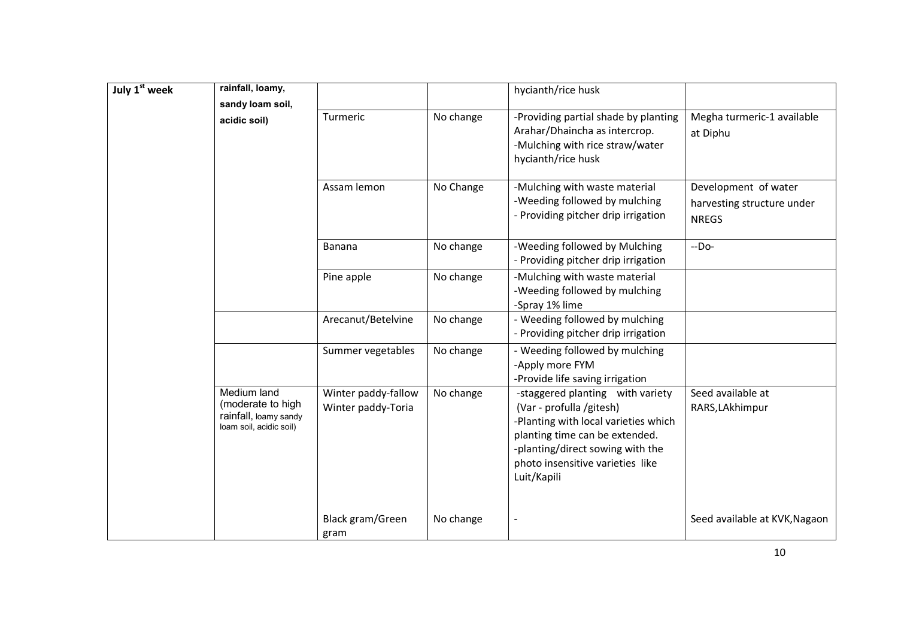| July 1[st] week | rainfall, loamy, sandy loam soil, acidic soil) | | | hycianth/rice husk | |
|---|---|---|---|---|---|
| | | Turmeric | No change | -Providing partial shade by planting Arahar/Dhaincha as intercrop.<br>-Mulching with rice straw/water hycianth/rice husk | Megha turmeric-1 available at Diphu |
| | | Assam lemon | No Change | -Mulching with waste material<br>-Weeding followed by mulching<br>- Providing pitcher drip irrigation | Development of water harvesting structure under NREGS |
| | | Banana | No change | -Weeding followed by Mulching<br>- Providing pitcher drip irrigation | --Do- |
| | | Pine apple | No change | -Mulching with waste material<br>-Weeding followed by mulching<br>-Spray 1% lime | |
| | | Arecanut/Betelvine | No change | - Weeding followed by mulching<br>- Providing pitcher drip irrigation | |
| | | Summer vegetables | No change | - Weeding followed by mulching<br>-Apply more FYM<br>-Provide life saving irrigation | |
| | Medium land (moderate to high rainfall, loamy sandy loam soil, acidic soil) | Winter paddy-fallow<br>Winter paddy-Toria | No change | -staggered planting with variety (Var - profulla /gitesh)<br>-Planting with local varieties which planting time can be extended.<br>-planting/direct sowing with the photo insensitive varieties like Luit/Kapili | Seed available at RARS,LAkhimpur |
| | | Black gram/Green gram | No change | - | Seed available at KVK,Nagaon |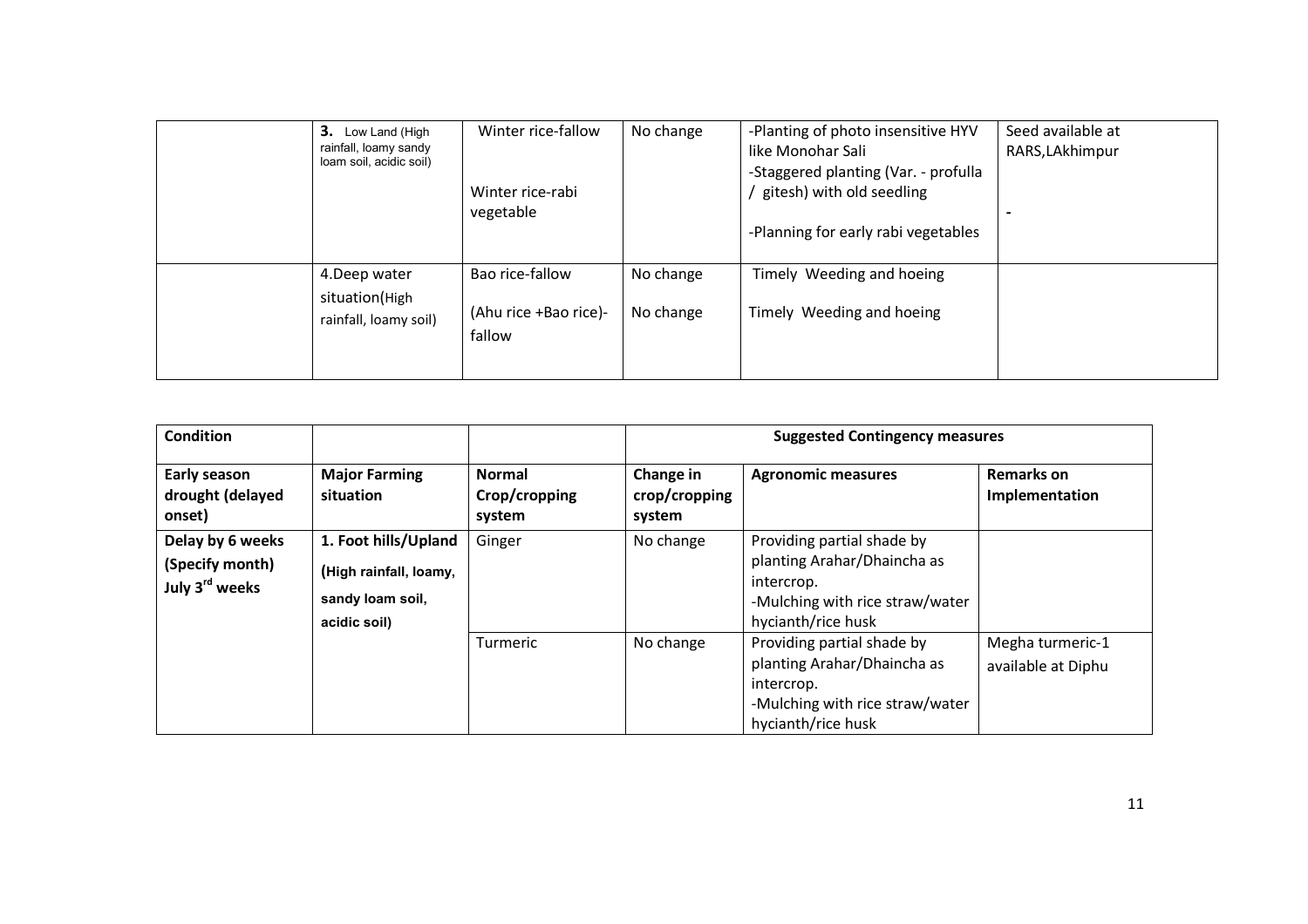|  | **3.** Low Land (High rainfall, loamy sandy loam soil, acidic soil) | Winter rice-fallow<br><br>Winter rice-rabi vegetable | No change | -Planting of photo insensitive HYV like Monohar Sali<br>-Staggered planting (Var. - profulla / gitesh) with old seedling<br><br>-Planning for early rabi vegetables | Seed available at RARS,LAkhimpur<br><br>- |
|---|---|---|---|---|---|
|  | 4.Deep water situation(High rainfall, loamy soil) | Bao rice-fallow<br><br>(Ahu rice +Bao rice)-fallow | No change<br><br>No change | Timely Weeding and hoeing<br><br>Timely Weeding and hoeing |  |

| **Condition** |  |  | **Suggested Contingency measures** |  |  |
|---|---|---|---|---|---|
| **Early season drought (delayed onset)** | **Major Farming situation** | **Normal Crop/cropping system** | **Change in crop/cropping system** | **Agronomic measures** | **Remarks on Implementation** |
| **Delay by 6 weeks (Specify month) July 3rd weeks** | **1. Foot hills/Upland (High rainfall, loamy, sandy loam soil, acidic soil)** | Ginger | No change | Providing partial shade by planting Arahar/Dhaincha as intercrop.<br>-Mulching with rice straw/water hycianth/rice husk |  |
|  |  | Turmeric | No change | Providing partial shade by planting Arahar/Dhaincha as intercrop.<br>-Mulching with rice straw/water hycianth/rice husk | Megha turmeric-1 available at Diphu |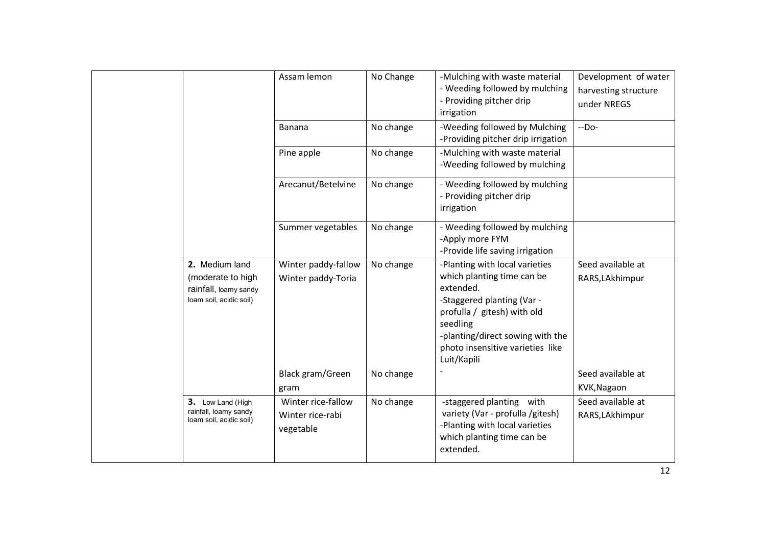|  |  |  |  |  |  |
|---|---|---|---|---|---|
|  |  | Assam lemon | No Change | -Mulching with waste material<br>- Weeding followed by mulching<br>- Providing pitcher drip irrigation | Development of water harvesting structure under NREGS |
|  |  | Banana | No change | -Weeding followed by Mulching<br>-Providing pitcher drip irrigation | --Do- |
|  |  | Pine apple | No change | -Mulching with waste material<br>-Weeding followed by mulching |  |
|  |  | Arecanut/Betelvine | No change | - Weeding followed by mulching<br>- Providing pitcher drip irrigation |  |
|  |  | Summer vegetables | No change | - Weeding followed by mulching<br>-Apply more FYM<br>-Provide life saving irrigation |  |
|  | **2.** Medium land (moderate to high rainfall, loamy sandy loam soil, acidic soil) | Winter paddy-fallow<br>Winter paddy-Toria | No change | -Planting with local varieties which planting time can be extended.<br>-Staggered planting (Var - profulla / gitesh) with old seedling<br>-planting/direct sowing with the photo insensitive varieties like Luit/Kapili | Seed available at RARS,LAkhimpur |
|  |  | Black gram/Green gram | No change | - | Seed available at KVK,Nagaon |
|  | **3.** Low Land (High rainfall, loamy sandy loam soil, acidic soil) | Winter rice-fallow<br>Winter rice-rabi vegetable | No change | -staggered planting with variety (Var - profulla /gitesh)<br>-Planting with local varieties which planting time can be extended. | Seed available at RARS,LAkhimpur |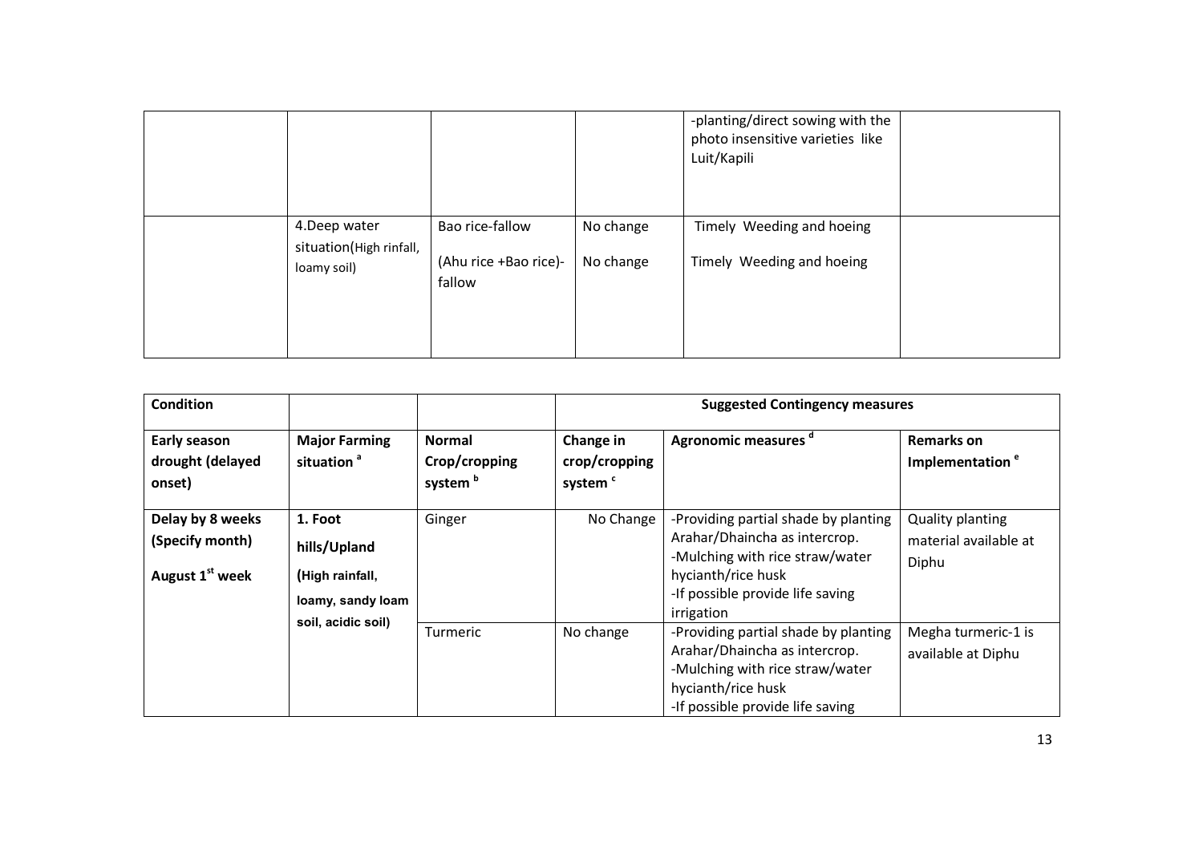|  |  |  |  | -planting/direct sowing with the photo insensitive varieties like Luit/Kapili |  |
|---|---|---|---|---|---|
|  | 4.Deep water situation(High rinfall, loamy soil) | Bao rice-fallow<br><br>(Ahu rice +Bao rice)-fallow | No change<br><br>No change | Timely Weeding and hoeing<br><br>Timely Weeding and hoeing |  |

| **Condition** |  |  | **Suggested Contingency measures** |  |  |
|---|---|---|---|---|---|
| **Early season drought (delayed onset)** | **Major Farming situation** [a] | **Normal Crop/cropping system** [b] | **Change in crop/cropping system** [c] | **Agronomic measures** [d] | **Remarks on Implementation** [e] |
| **Delay by 8 weeks (Specify month)**<br>**August 1st week** | **1. Foot hills/Upland (High rainfall, loamy, sandy loam soil, acidic soil)** | Ginger | No Change | -Providing partial shade by planting Arahar/Dhaincha as intercrop.<br>-Mulching with rice straw/water hycianth/rice husk<br>-If possible provide life saving irrigation | Quality planting material available at Diphu |
|  |  | Turmeric | No change | -Providing partial shade by planting Arahar/Dhaincha as intercrop.<br>-Mulching with rice straw/water hycianth/rice husk<br>-If possible provide life saving | Megha turmeric-1 is available at Diphu |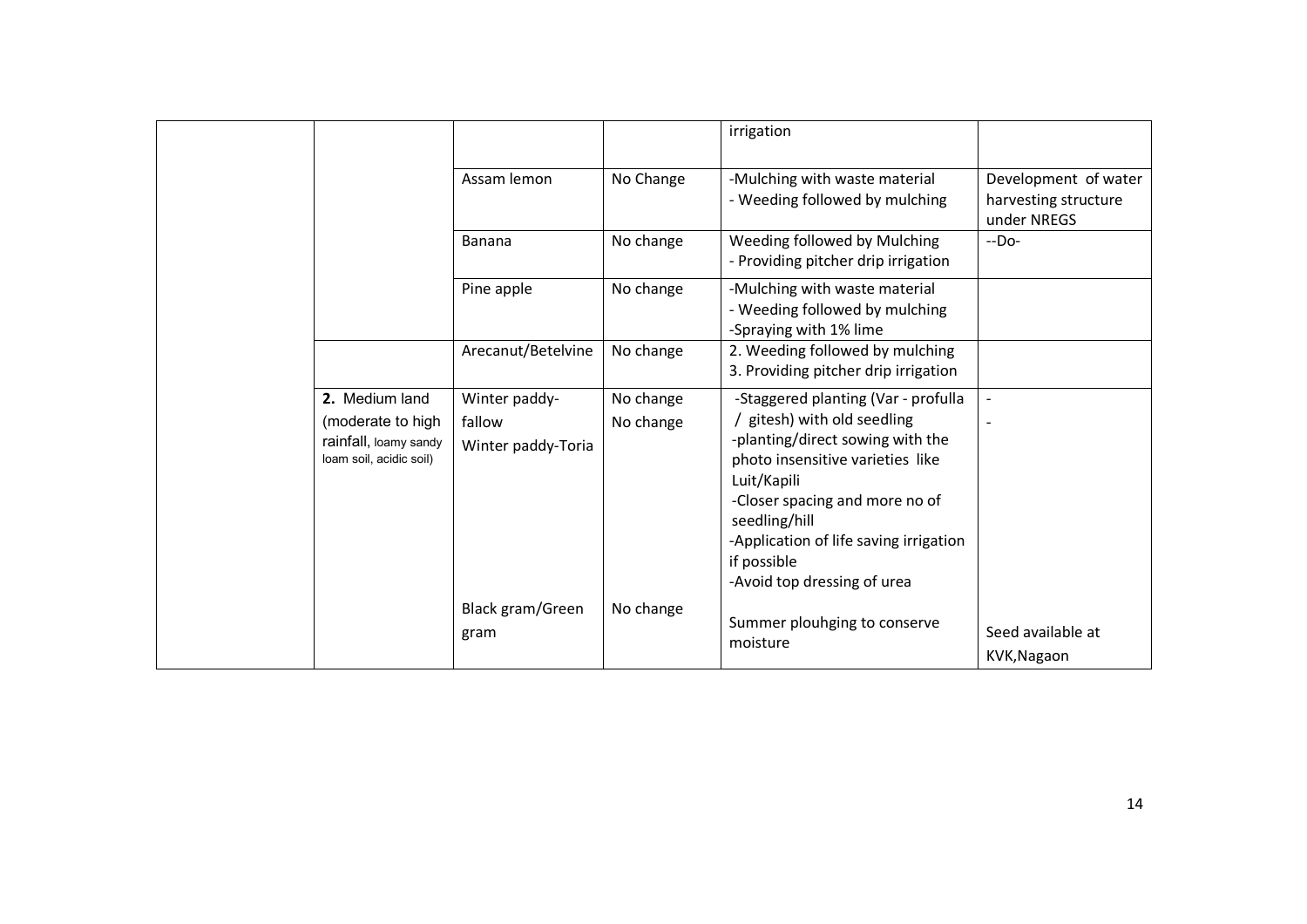| | | | | | |
|---|---|---|---|---|---|
| | | | | irrigation | |
| | | Assam lemon | No Change | -Mulching with waste material<br>- Weeding followed by mulching | Development of water harvesting structure under NREGS |
| | | Banana | No change | Weeding followed by Mulching<br>- Providing pitcher drip irrigation | --Do- |
| | | Pine apple | No change | -Mulching with waste material<br>- Weeding followed by mulching<br>-Spraying with 1% lime | |
| | | Arecanut/Betelvine | No change | 2. Weeding followed by mulching<br>3. Providing pitcher drip irrigation | |
| | **2.** Medium land (moderate to high rainfall, loamy sandy loam soil, acidic soil) | Winter paddy-fallow<br>Winter paddy-Toria | No change<br>No change | -Staggered planting (Var - profulla / gitesh) with old seedling<br>-planting/direct sowing with the photo insensitive varieties like Luit/Kapili<br>-Closer spacing and more no of seedling/hill<br>-Application of life saving irrigation if possible<br>-Avoid top dressing of urea | -<br>- |
| | | Black gram/Green gram | No change | Summer plouhging to conserve moisture | Seed available at KVK,Nagaon |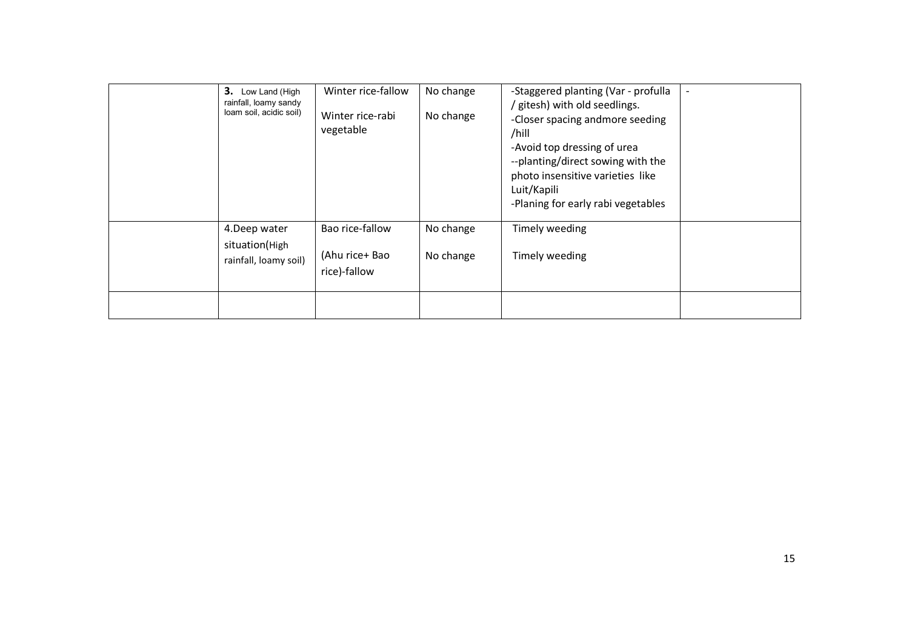| | | | | | |
|---|---|---|---|---|---|
| | **3.** Low Land (High rainfall, loamy sandy loam soil, acidic soil) | Winter rice-fallow<br><br>Winter rice-rabi vegetable | No change<br><br>No change | -Staggered planting (Var - profulla / gitesh) with old seedlings.<br>-Closer spacing andmore seeding /hill<br>-Avoid top dressing of urea<br>--planting/direct sowing with the photo insensitive varieties like Luit/Kapili<br>-Planing for early rabi vegetables | - |
| | 4.Deep water situation(High rainfall, loamy soil) | Bao rice-fallow<br><br>(Ahu rice+ Bao rice)-fallow | No change<br><br>No change | Timely weeding<br><br>Timely weeding | |
| | | | | | |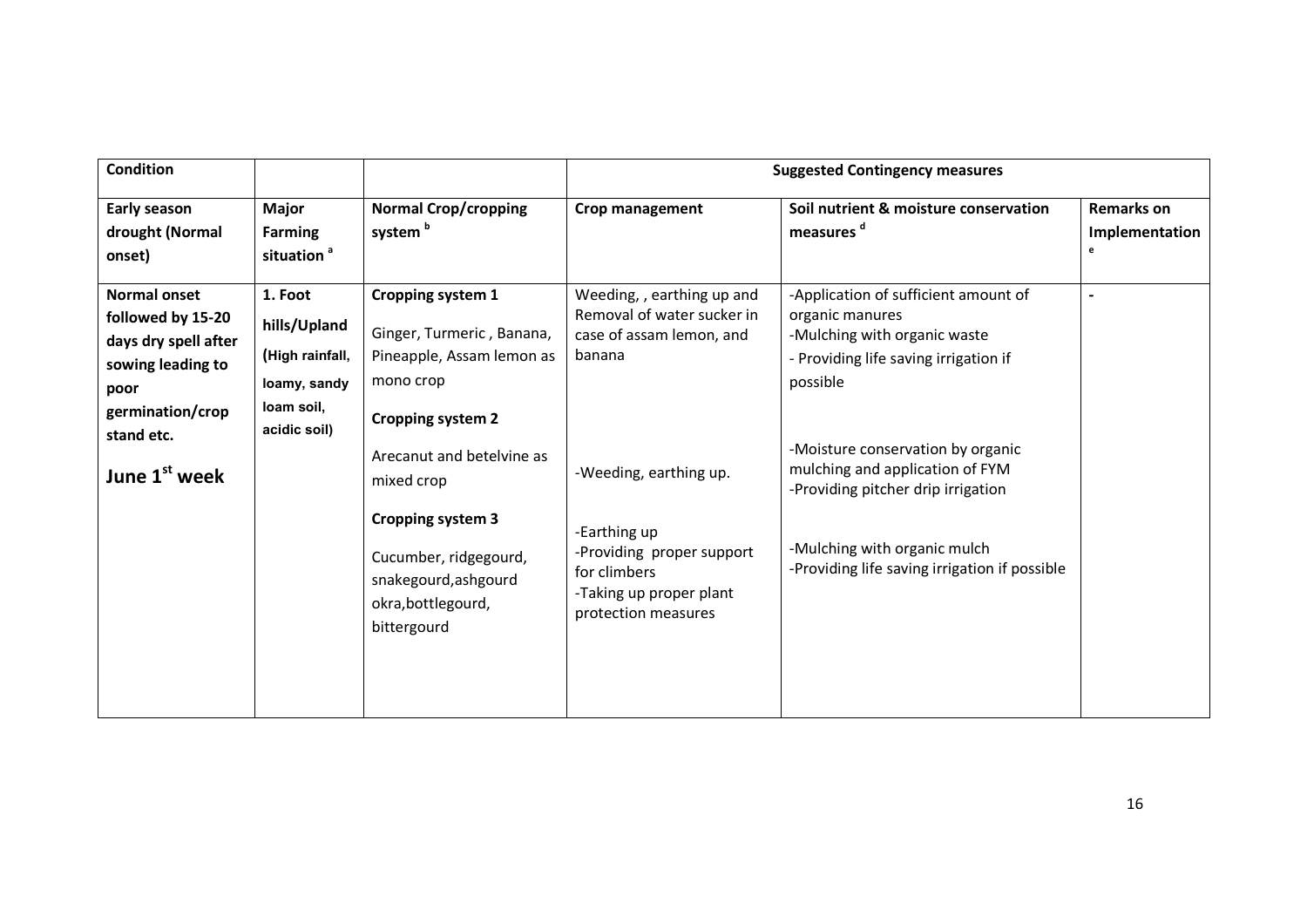| Condition | | | Suggested Contingency measures | | |
|---|---|---|---|---|---|
| **Early season drought (Normal onset)** | **Major Farming situation** [a] | **Normal Crop/cropping system** [b] | **Crop management** | **Soil nutrient & moisture conservation measures** [d] | **Remarks on Implementation** [e] |
| **Normal onset followed by 15-20 days dry spell after sowing leading to poor germination/crop stand etc.**<br><br>**June 1st week** | **1. Foot hills/Upland (High rainfall, loamy, sandy loam soil, acidic soil)** | **Cropping system 1**<br><br>Ginger, Turmeric , Banana, Pineapple, Assam lemon as mono crop | Weeding, , earthing up and Removal of water sucker in case of assam lemon, and banana | -Application of sufficient amount of organic manures<br>-Mulching with organic waste<br>- Providing life saving irrigation if possible | - |
| | | **Cropping system 2**<br><br>Arecanut and betelvine as mixed crop | -Weeding, earthing up. | -Moisture conservation by organic mulching and application of FYM<br>-Providing pitcher drip irrigation | |
| | | **Cropping system 3**<br><br>Cucumber, ridgegourd, snakegourd,ashgourd okra,bottlegourd, bittergourd | -Earthing up<br>-Providing proper support for climbers<br>-Taking up proper plant protection measures | -Mulching with organic mulch<br>-Providing life saving irrigation if possible | |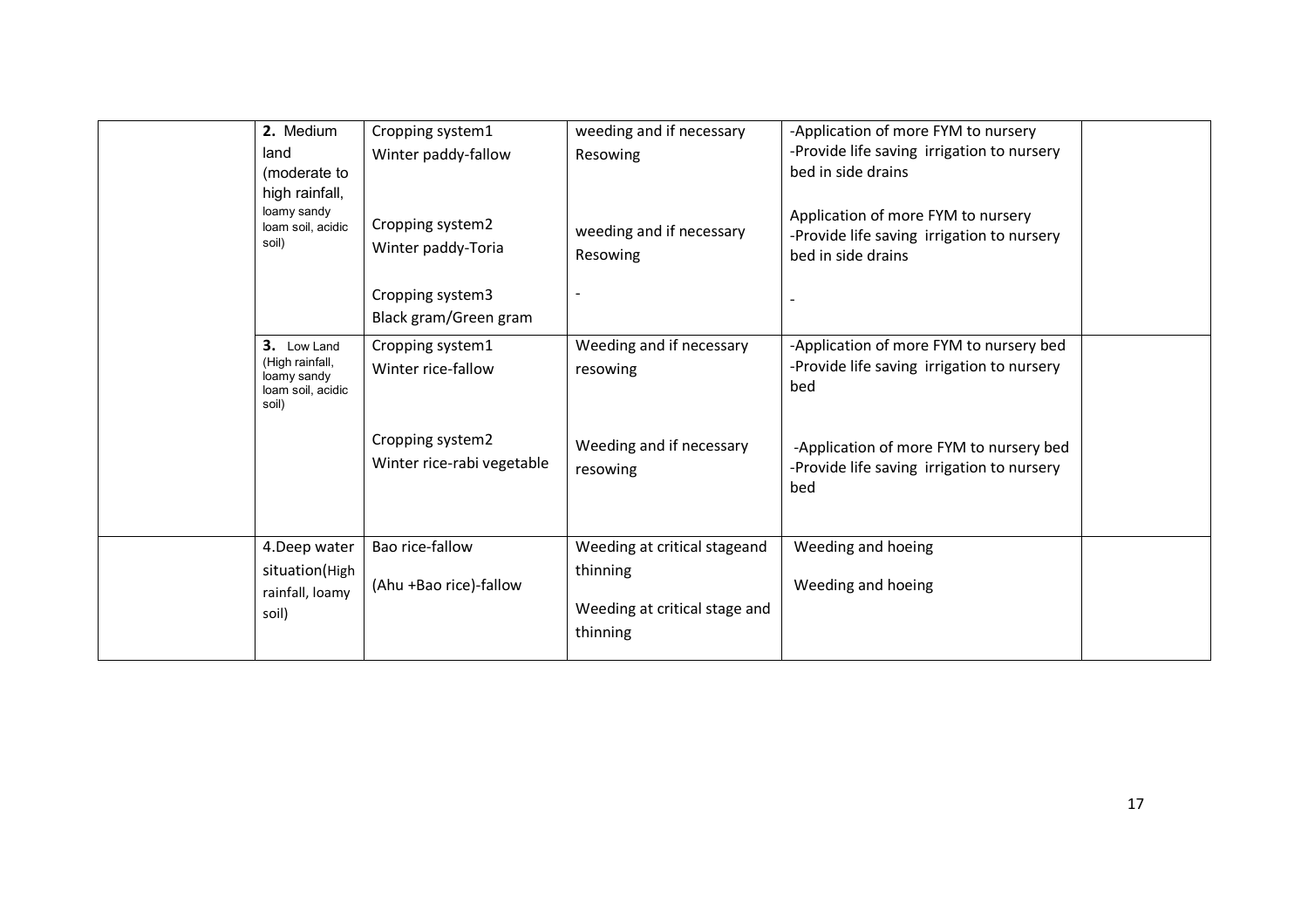| | | | | | |
|---|---|---|---|---|---|
| | **2.** Medium land (moderate to high rainfall, loamy sandy loam soil, acidic soil) | Cropping system1<br>Winter paddy-fallow<br><br>Cropping system2<br>Winter paddy-Toria<br><br>Cropping system3<br>Black gram/Green gram | weeding and if necessary Resowing<br><br>weeding and if necessary Resowing<br><br>- | -Application of more FYM to nursery<br>-Provide life saving irrigation to nursery bed in side drains<br><br>Application of more FYM to nursery<br>-Provide life saving irrigation to nursery bed in side drains<br><br>- | |
| | **3.** Low Land (High rainfall, loamy sandy loam soil, acidic soil) | Cropping system1<br>Winter rice-fallow<br><br>Cropping system2<br>Winter rice-rabi vegetable | Weeding and if necessary resowing<br><br>Weeding and if necessary resowing | -Application of more FYM to nursery bed<br>-Provide life saving irrigation to nursery bed<br><br>-Application of more FYM to nursery bed<br>-Provide life saving irrigation to nursery bed | |
| | 4.Deep water situation(High rainfall, loamy soil) | Bao rice-fallow<br><br>(Ahu +Bao rice)-fallow | Weeding at critical stageand thinning<br><br>Weeding at critical stage and thinning | Weeding and hoeing<br><br>Weeding and hoeing | |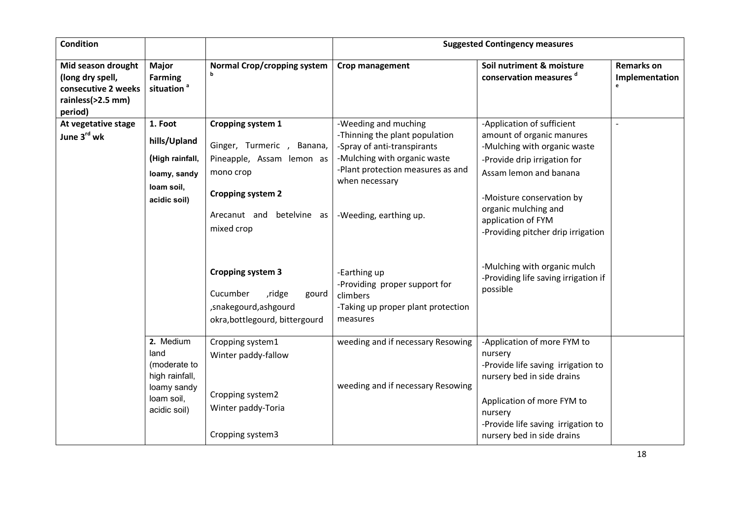| Condition | | | Suggested Contingency measures | | |
|---|---|---|---|---|---|
| Mid season drought (long dry spell, consecutive 2 weeks rainless(>2.5 mm) period) | Major Farming situation [a] | Normal Crop/cropping system [b] | Crop management | Soil nutriment & moisture conservation measures [d] | Remarks on Implementation [e] |
| At vegetative stage June 3[rd] wk | 1. Foot hills/Upland (High rainfall, loamy, sandy loam soil, acidic soil) | **Cropping system 1**<br>Ginger, Turmeric , Banana, Pineapple, Assam lemon as mono crop | -Weeding and muching<br>-Thinning the plant population<br>-Spray of anti-transpirants<br>-Mulching with organic waste<br>-Plant protection measures as and when necessary | -Application of sufficient amount of organic manures<br>-Mulching with organic waste<br>-Provide drip irrigation for Assam lemon and banana | - |
| | | **Cropping system 2**<br>Arecanut and betelvine as mixed crop | -Weeding, earthing up. | -Moisture conservation by organic mulching and application of FYM<br>-Providing pitcher drip irrigation | |
| | | **Cropping system 3**<br>Cucumber ,ridge gourd ,snakegourd,ashgourd okra,bottlegourd, bittergourd | -Earthing up<br>-Providing proper support for climbers<br>-Taking up proper plant protection measures | -Mulching with organic mulch<br>-Providing life saving irrigation if possible | |
| | 2. Medium land (moderate to high rainfall, loamy sandy loam soil, acidic soil) | Cropping system1<br>Winter paddy-fallow | weeding and if necessary Resowing | -Application of more FYM to nursery<br>-Provide life saving irrigation to nursery bed in side drains | |
| | | Cropping system2<br>Winter paddy-Toria | weeding and if necessary Resowing | Application of more FYM to nursery<br>-Provide life saving irrigation to nursery bed in side drains | |
| | | Cropping system3 | | | |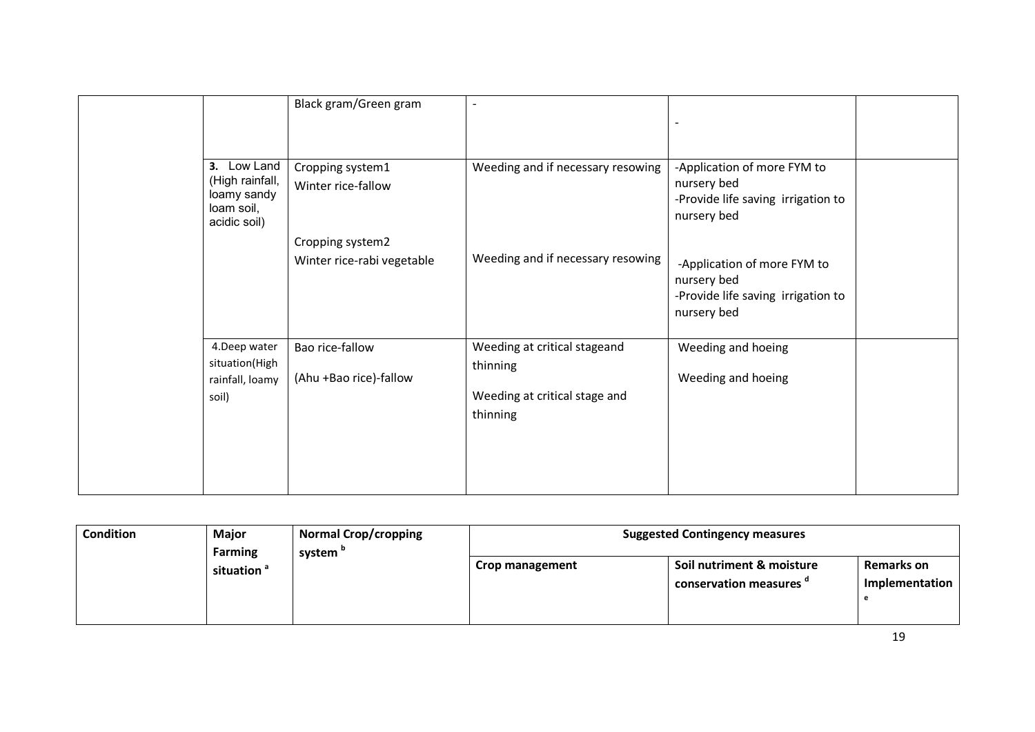| | | Black gram/Green gram | - | - | |
|---|---|---|---|---|---|
| | 3. Low Land (High rainfall, loamy sandy loam soil, acidic soil) | Cropping system1<br>Winter rice-fallow<br><br>Cropping system2<br>Winter rice-rabi vegetable | Weeding and if necessary resowing<br><br>Weeding and if necessary resowing | -Application of more FYM to nursery bed<br>-Provide life saving irrigation to nursery bed<br><br>-Application of more FYM to nursery bed<br>-Provide life saving irrigation to nursery bed | |
| | 4.Deep water situation(High rainfall, loamy soil) | Bao rice-fallow<br><br>(Ahu +Bao rice)-fallow | Weeding at critical stageand thinning<br><br>Weeding at critical stage and thinning | Weeding and hoeing<br><br>Weeding and hoeing | |

| Condition | Major Farming situation [a] | Normal Crop/cropping system [b] | Suggested Contingency measures | | |
|---|---|---|---|---|---|
| | | | Crop management | Soil nutriment & moisture conservation measures [d] | Remarks on Implementation [e] |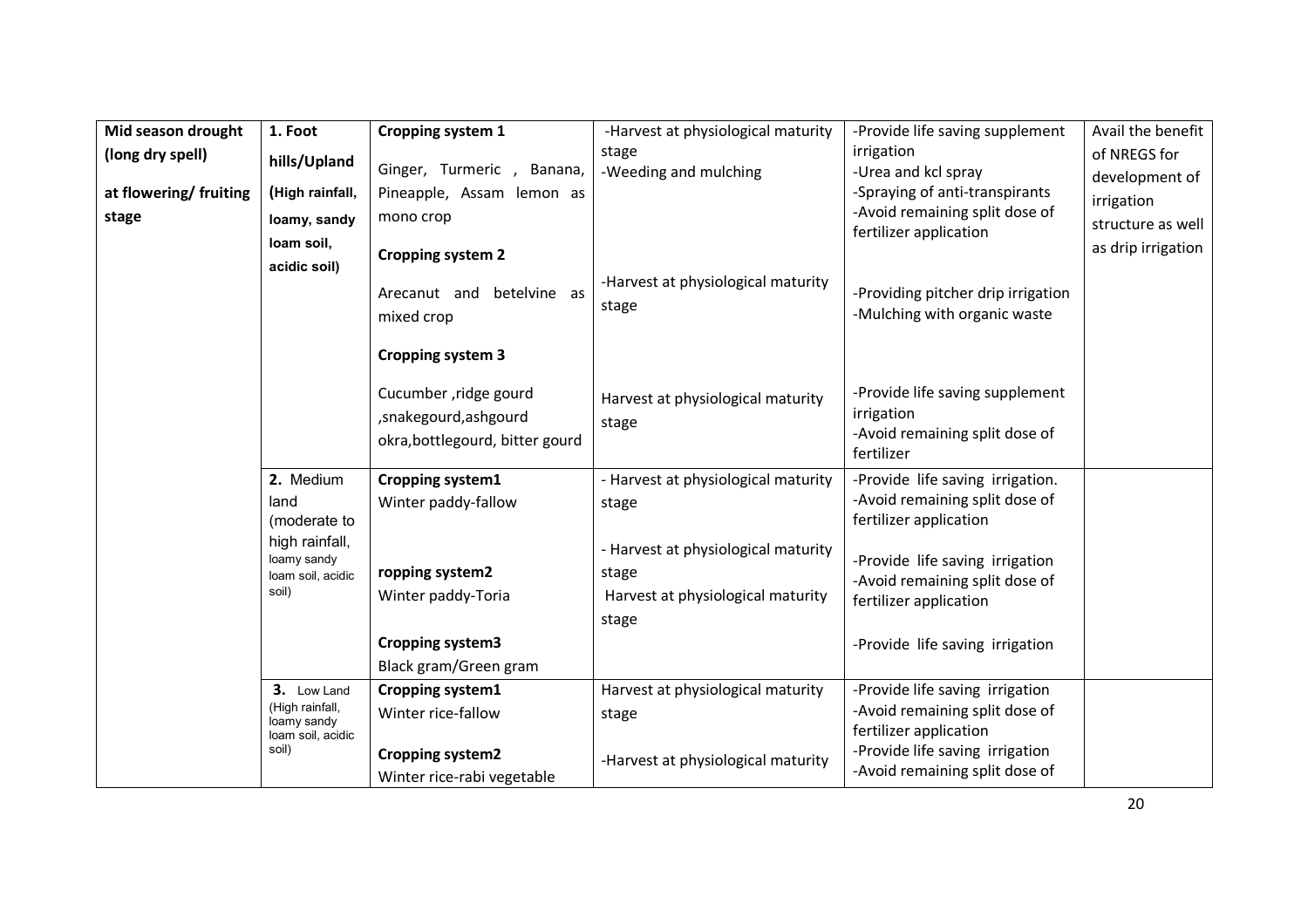| Mid season drought (long dry spell) at flowering/ fruiting stage | 1. Foot hills/Upland (High rainfall, loamy, sandy loam soil, acidic soil) | **Cropping system 1**<br>Ginger, Turmeric , Banana, Pineapple, Assam lemon as mono crop | -Harvest at physiological maturity stage<br>-Weeding and mulching | -Provide life saving supplement irrigation<br>-Urea and kcl spray<br>-Spraying of anti-transpirants<br>-Avoid remaining split dose of fertilizer application | Avail the benefit of NREGS for development of irrigation structure as well as drip irrigation |
|---|---|---|---|---|---|
| | | **Cropping system 2**<br>Arecanut and betelvine as mixed crop | -Harvest at physiological maturity stage | -Providing pitcher drip irrigation<br>-Mulching with organic waste | |
| | | **Cropping system 3**<br>Cucumber ,ridge gourd ,snakegourd,ashgourd okra,bottlegourd, bitter gourd | Harvest at physiological maturity stage | -Provide life saving supplement irrigation<br>-Avoid remaining split dose of fertilizer | |
| | 2. Medium land (moderate to high rainfall, loamy sandy loam soil, acidic soil) | **Cropping system1**<br>Winter paddy-fallow | - Harvest at physiological maturity stage | -Provide life saving irrigation.<br>-Avoid remaining split dose of fertilizer application | |
| | | **ropping system2**<br>Winter paddy-Toria | - Harvest at physiological maturity stage | -Provide life saving irrigation<br>-Avoid remaining split dose of fertilizer application | |
| | | **Cropping system3**<br>Black gram/Green gram | Harvest at physiological maturity stage | -Provide life saving irrigation | |
| | 3. Low Land (High rainfall, loamy sandy loam soil, acidic soil) | **Cropping system1**<br>Winter rice-fallow | Harvest at physiological maturity stage | -Provide life saving irrigation<br>-Avoid remaining split dose of fertilizer application | |
| | | **Cropping system2**<br>Winter rice-rabi vegetable | -Harvest at physiological maturity | -Provide life saving irrigation<br>-Avoid remaining split dose of | |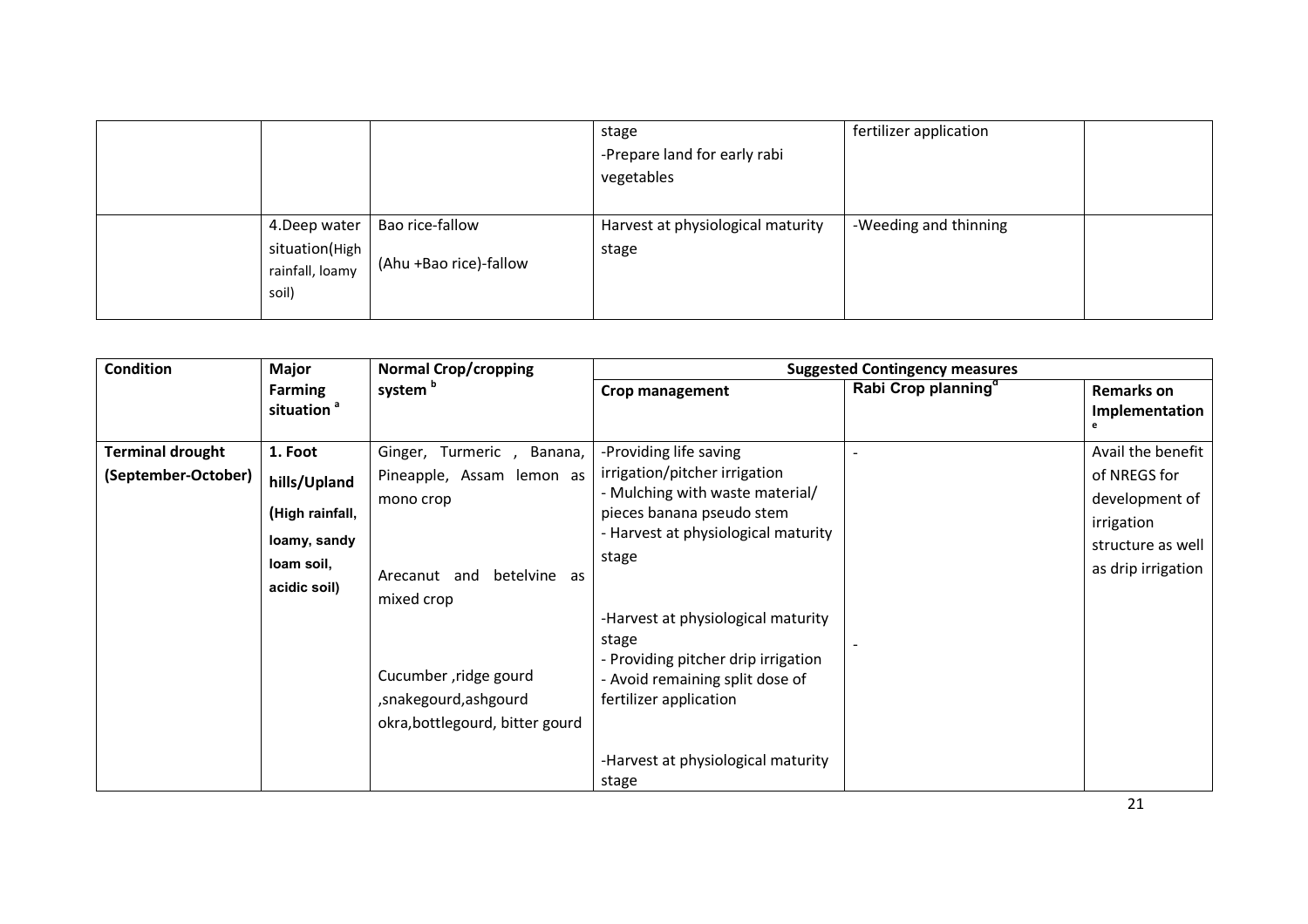| | | | stage<br>-Prepare land for early rabi vegetables | fertilizer application | |
|---|---|---|---|---|---|
| | 4.Deep water situation(High rainfall, loamy soil) | Bao rice-fallow<br><br>(Ahu +Bao rice)-fallow | Harvest at physiological maturity stage | -Weeding and thinning | |

| Condition | Major Farming situation [a] | Normal Crop/cropping system [b] | Suggested Contingency measures | | |
|---|---|---|---|---|---|
| | | | Crop management | Rabi Crop planning[d] | Remarks on Implementation [e] |
| **Terminal drought (September-October)** | **1. Foot hills/Upland (High rainfall, loamy, sandy loam soil, acidic soil)** | Ginger, Turmeric , Banana, Pineapple, Assam lemon as mono crop | -Providing life saving irrigation/pitcher irrigation<br>- Mulching with waste material/ pieces banana pseudo stem<br>- Harvest at physiological maturity stage | - | Avail the benefit of NREGS for development of irrigation structure as well as drip irrigation |
| | | Arecanut and betelvine as mixed crop | -Harvest at physiological maturity stage<br>- Providing pitcher drip irrigation<br>- Avoid remaining split dose of fertilizer application | - | |
| | | Cucumber ,ridge gourd ,snakegourd,ashgourd okra,bottlegourd, bitter gourd | -Harvest at physiological maturity stage | | |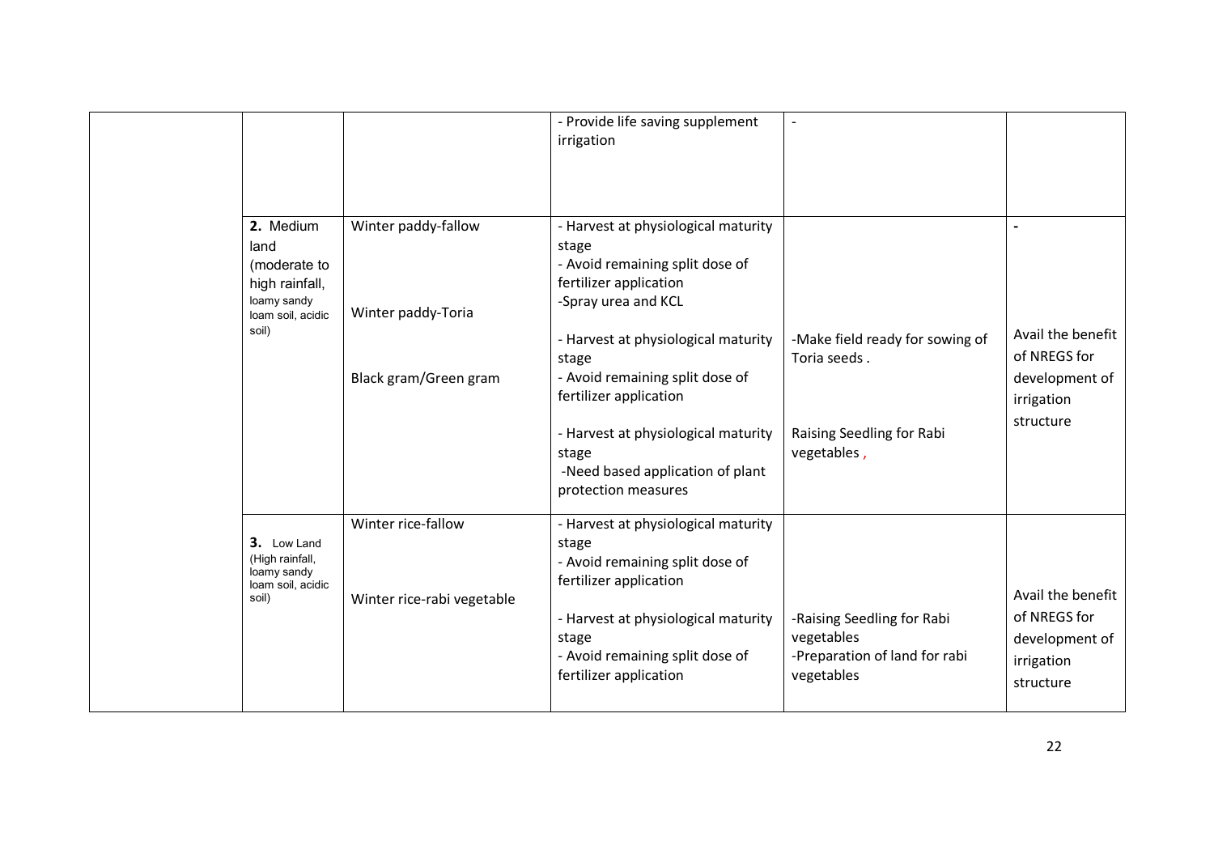| | | | | | |
|---|---|---|---|---|---|
| | | | - Provide life saving supplement irrigation | - | |
| | 2. Medium land (moderate to high rainfall, loamy sandy loam soil, acidic soil) | Winter paddy-fallow | - Harvest at physiological maturity stage<br>- Avoid remaining split dose of fertilizer application<br>-Spray urea and KCL | | - |
| | | Winter paddy-Toria | - Harvest at physiological maturity stage<br>- Avoid remaining split dose of fertilizer application | -Make field ready for sowing of Toria seeds . | Avail the benefit of NREGS for development of irrigation structure |
| | | Black gram/Green gram | - Harvest at physiological maturity stage<br>-Need based application of plant protection measures | Raising Seedling for Rabi vegetables , | |
| | 3. Low Land (High rainfall, loamy sandy loam soil, acidic soil) | Winter rice-fallow | - Harvest at physiological maturity stage<br>- Avoid remaining split dose of fertilizer application | | |
| | | Winter rice-rabi vegetable | - Harvest at physiological maturity stage<br>- Avoid remaining split dose of fertilizer application | -Raising Seedling for Rabi vegetables<br>-Preparation of land for rabi vegetables | Avail the benefit of NREGS for development of irrigation structure |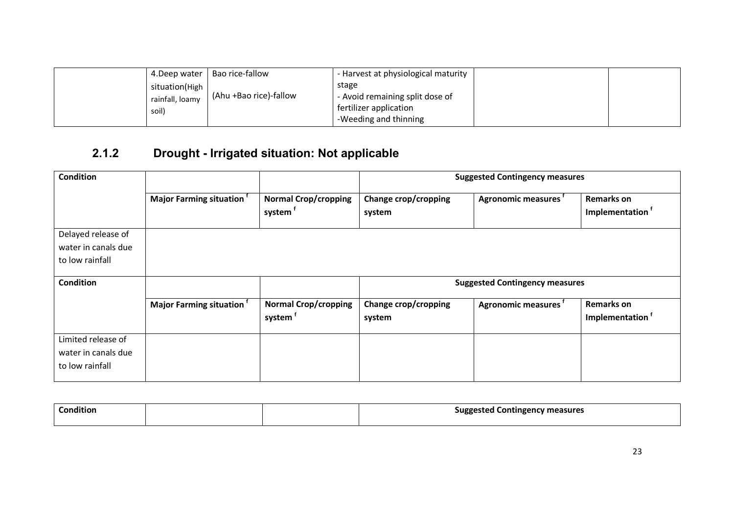| | | | | | |
|---|---|---|---|---|---|
| | 4.Deep water situation(High rainfall, loamy soil) | Bao rice-fallow<br><br>(Ahu +Bao rice)-fallow | - Harvest at physiological maturity stage<br>- Avoid remaining split dose of fertilizer application<br>-Weeding and thinning | | |

## 2.1.2 Drought - Irrigated situation: Not applicable

| Condition | | | Suggested Contingency measures | | |
|---|---|---|---|---|---|
| | Major Farming situation [f] | Normal Crop/cropping system [f] | Change crop/cropping system | Agronomic measures [f] | Remarks on Implementation [f] |
| Delayed release of water in canals due to low rainfall | | | | | |

| Condition | | | Suggested Contingency measures | | |
|---|---|---|---|---|---|
| | Major Farming situation [f] | Normal Crop/cropping system [f] | Change crop/cropping system | Agronomic measures [f] | Remarks on Implementation [f] |
| Limited release of water in canals due to low rainfall | | | | | |

| Condition | | | Suggested Contingency measures |
|---|---|---|---|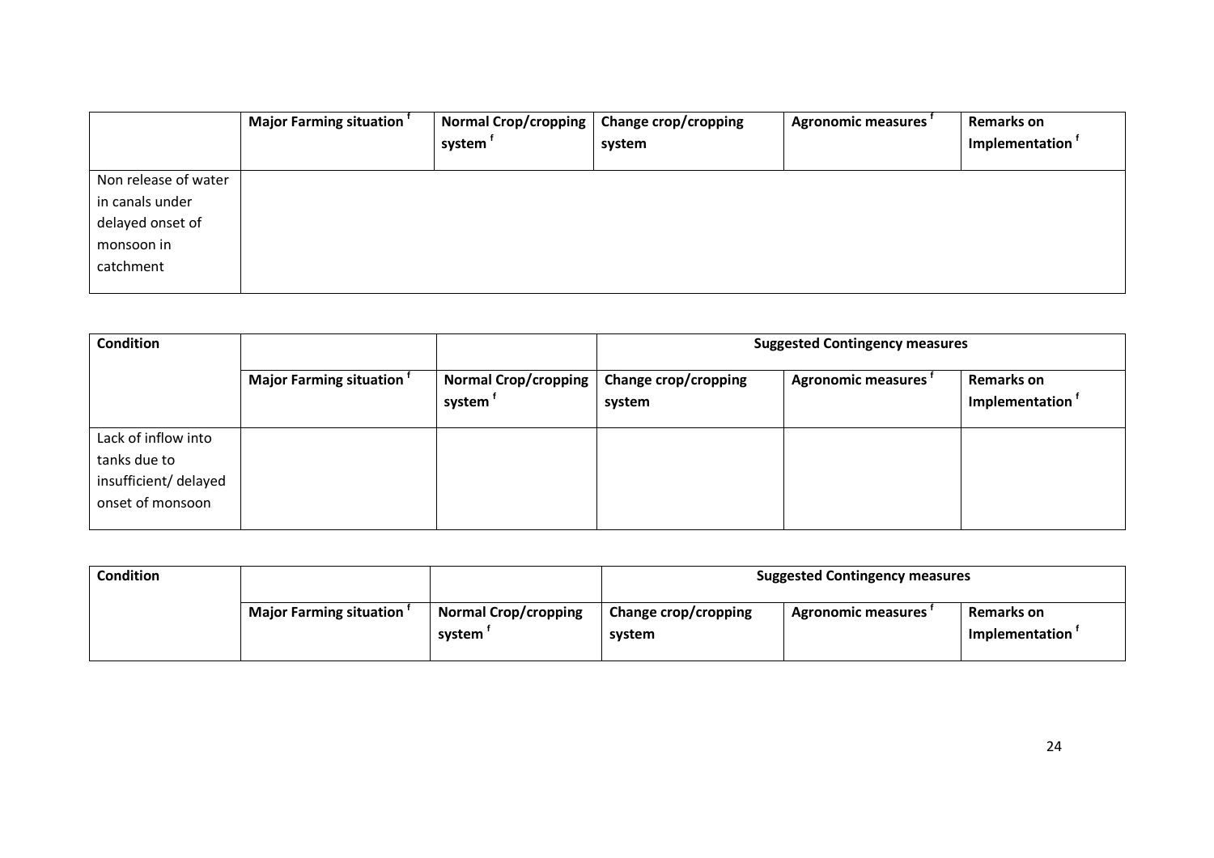| | Major Farming situation [f] | Normal Crop/cropping system [f] | Change crop/cropping system | Agronomic measures [f] | Remarks on Implementation [f] |
|---|---|---|---|---|---|
| Non release of water in canals under delayed onset of monsoon in catchment | | | | | |

| Condition | | | Suggested Contingency measures | | |
|---|---|---|---|---|---|
| | Major Farming situation [f] | Normal Crop/cropping system [f] | Change crop/cropping system | Agronomic measures [f] | Remarks on Implementation [f] |
| Lack of inflow into tanks due to insufficient/ delayed onset of monsoon | | | | | |

| Condition | | | Suggested Contingency measures | | |
|---|---|---|---|---|---|
| | Major Farming situation [f] | Normal Crop/cropping system [f] | Change crop/cropping system | Agronomic measures [f] | Remarks on Implementation [f] |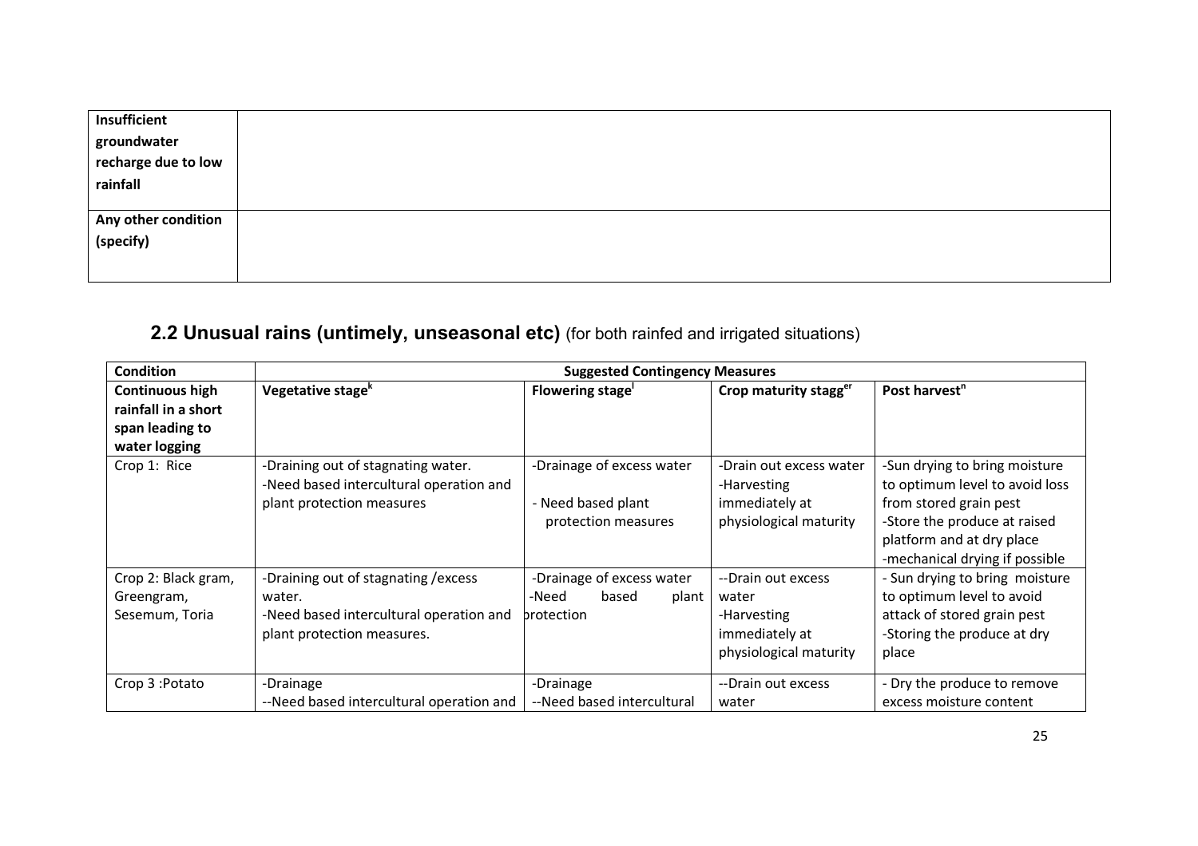| | |
|---|---|
| **Insufficient groundwater recharge due to low rainfall** | |
| **Any other condition (specify)** | |

## 2.2 Unusual rains (untimely, unseasonal etc) (for both rainfed and irrigated situations)

| Condition | Suggested Contingency Measures | | | |
|---|---|---|---|---|
| **Continuous high rainfall in a short span leading to water logging** | **Vegetative stage**[k] | **Flowering stage**[l] | **Crop maturity stagg**[er] | **Post harvest**[n] |
| Crop 1: Rice | -Draining out of stagnating water.<br>-Need based intercultural operation and plant protection measures | -Drainage of excess water<br>- Need based plant protection measures | -Drain out excess water<br>-Harvesting immediately at physiological maturity | -Sun drying to bring moisture to optimum level to avoid loss from stored grain pest<br>-Store the produce at raised platform and at dry place<br>-mechanical drying if possible |
| Crop 2: Black gram, Greengram, Sesemum, Toria | -Draining out of stagnating /excess water.<br>-Need based intercultural operation and plant protection measures. | -Drainage of excess water<br>-Need based plant protection | --Drain out excess water<br>-Harvesting immediately at physiological maturity | - Sun drying to bring moisture to optimum level to avoid attack of stored grain pest<br>-Storing the produce at dry place |
| Crop 3 :Potato | -Drainage<br>--Need based intercultural operation and | -Drainage<br>--Need based intercultural | --Drain out excess water | - Dry the produce to remove excess moisture content |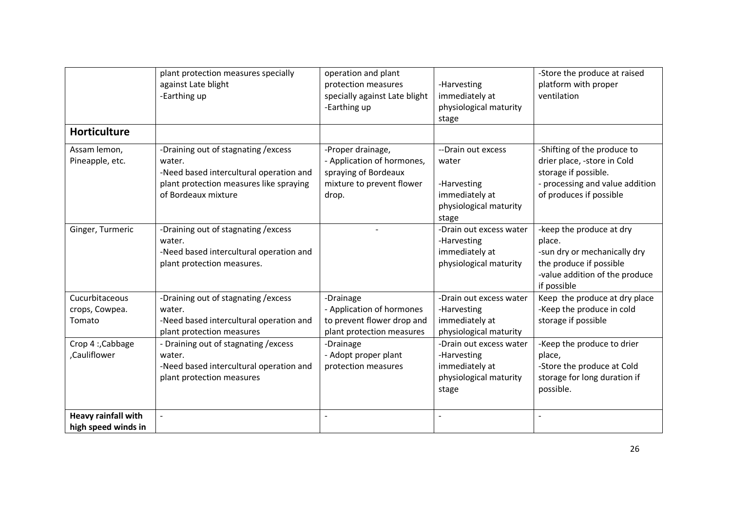|  |  |  |  |  |
|---|---|---|---|---|
|  | plant protection measures specially against Late blight<br>-Earthing up | operation and plant protection measures specially against Late blight<br>-Earthing up | -Harvesting immediately at physiological maturity stage | -Store the produce at raised platform with proper ventilation |
| **Horticulture** |  |  |  |  |
| Assam lemon, Pineapple, etc. | -Draining out of stagnating /excess water.<br>-Need based intercultural operation and plant protection measures like spraying of Bordeaux mixture | -Proper drainage,<br>- Application of hormones, spraying of Bordeaux mixture to prevent flower drop. | --Drain out excess water<br><br>-Harvesting immediately at physiological maturity stage | -Shifting of the produce to drier place, -store in Cold storage if possible.<br>- processing and value addition of produces if possible |
| Ginger, Turmeric | -Draining out of stagnating /excess water.<br>-Need based intercultural operation and plant protection measures. | - | -Drain out excess water<br>-Harvesting immediately at physiological maturity | -keep the produce at dry place.<br>-sun dry or mechanically dry the produce if possible<br>-value addition of the produce if possible |
| Cucurbitaceous crops, Cowpea. Tomato | -Draining out of stagnating /excess water.<br>-Need based intercultural operation and plant protection measures | -Drainage<br>- Application of hormones to prevent flower drop and plant protection measures | -Drain out excess water<br>-Harvesting immediately at physiological maturity | Keep the produce at dry place<br>-Keep the produce in cold storage if possible |
| Crop 4 :,Cabbage ,Cauliflower | - Draining out of stagnating /excess water.<br>-Need based intercultural operation and plant protection measures | -Drainage<br>- Adopt proper plant protection measures | -Drain out excess water<br>-Harvesting immediately at physiological maturity stage | -Keep the produce to drier place,<br>-Store the produce at Cold storage for long duration if possible. |
| **Heavy rainfall with high speed winds in** | - | - | - | - |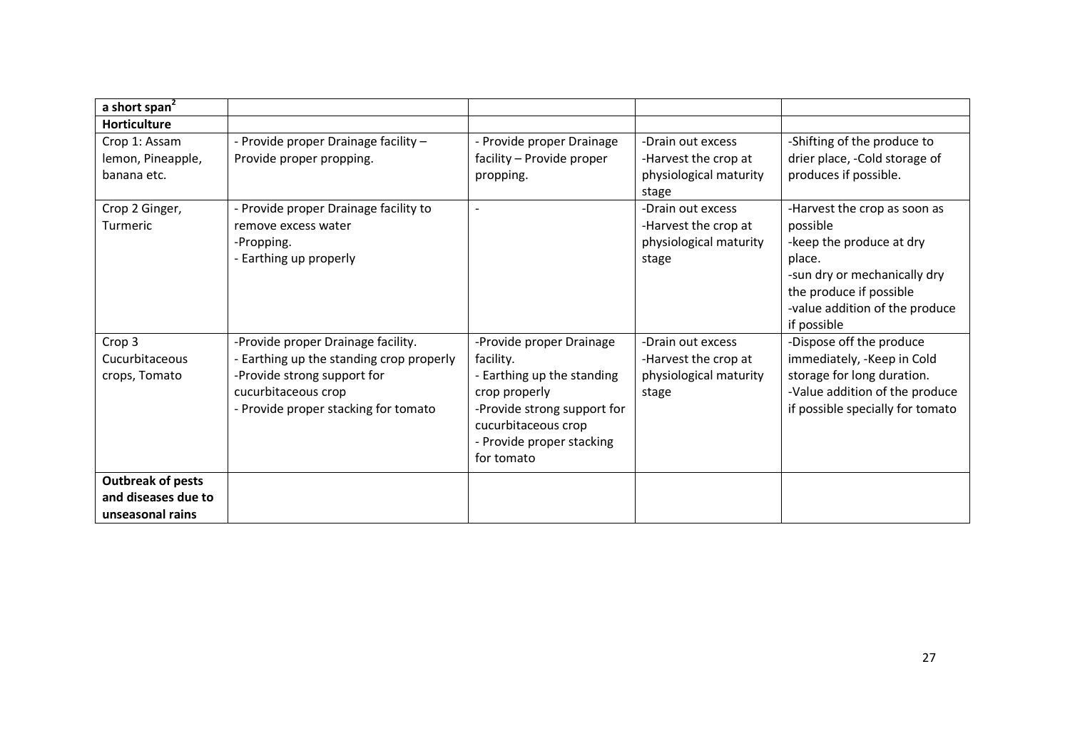| a short span[2] | | | | |
|---|---|---|---|---|
| **Horticulture** | | | | |
| Crop 1: Assam lemon, Pineapple, banana etc. | - Provide proper Drainage facility – Provide proper propping. | - Provide proper Drainage facility – Provide proper propping. | -Drain out excess -Harvest the crop at physiological maturity stage | -Shifting of the produce to drier place, -Cold storage of produces if possible. |
| Crop 2 Ginger, Turmeric | - Provide proper Drainage facility to remove excess water -Propping. - Earthing up properly | - | -Drain out excess -Harvest the crop at physiological maturity stage | -Harvest the crop as soon as possible -keep the produce at dry place. -sun dry or mechanically dry the produce if possible -value addition of the produce if possible |
| Crop 3 Cucurbitaceous crops, Tomato | -Provide proper Drainage facility. - Earthing up the standing crop properly -Provide strong support for cucurbitaceous crop - Provide proper stacking for tomato | -Provide proper Drainage facility. - Earthing up the standing crop properly -Provide strong support for cucurbitaceous crop - Provide proper stacking for tomato | -Drain out excess -Harvest the crop at physiological maturity stage | -Dispose off the produce immediately, -Keep in Cold storage for long duration. -Value addition of the produce if possible specially for tomato |
| **Outbreak of pests and diseases due to unseasonal rains** | | | | |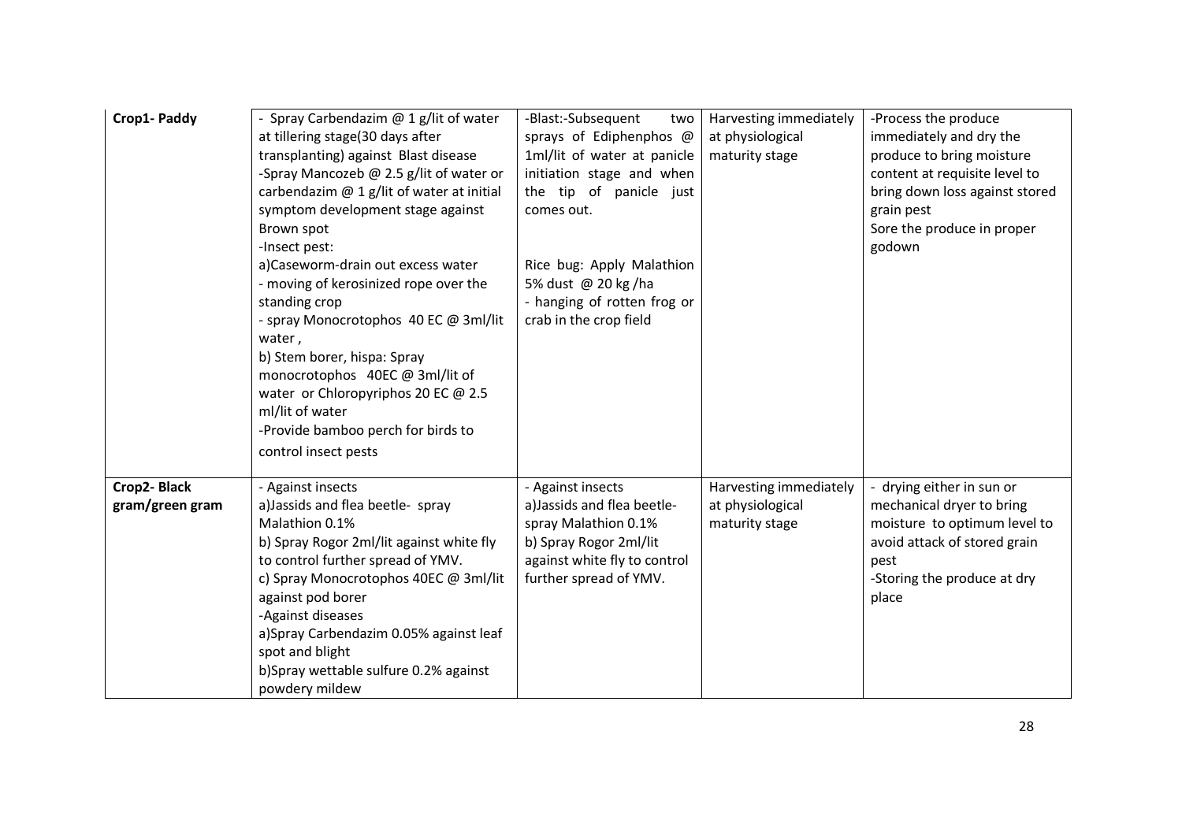| **Crop1- Paddy** | - Spray Carbendazim @ 1 g/lit of water at tillering stage(30 days after transplanting) against Blast disease<br>-Spray Mancozeb @ 2.5 g/lit of water or carbendazim @ 1 g/lit of water at initial symptom development stage against Brown spot<br>-Insect pest:<br>a)Caseworm-drain out excess water<br>- moving of kerosinized rope over the standing crop<br>- spray Monocrotophos 40 EC @ 3ml/lit water ,<br>b) Stem borer, hispa: Spray monocrotophos 40EC @ 3ml/lit of water or Chloropyriphos 20 EC @ 2.5 ml/lit of water<br>-Provide bamboo perch for birds to control insect pests | -Blast:-Subsequent two sprays of Ediphenphos @ 1ml/lit of water at panicle initiation stage and when the tip of panicle just comes out.<br><br>Rice bug: Apply Malathion 5% dust @ 20 kg /ha<br>- hanging of rotten frog or crab in the crop field | Harvesting immediately at physiological maturity stage | -Process the produce immediately and dry the produce to bring moisture content at requisite level to bring down loss against stored grain pest<br>Sore the produce in proper godown |
|---|---|---|---|---|
| **Crop2- Black gram/green gram** | - Against insects<br>a)Jassids and flea beetle- spray Malathion 0.1%<br>b) Spray Rogor 2ml/lit against white fly to control further spread of YMV.<br>c) Spray Monocrotophos 40EC @ 3ml/lit against pod borer<br>-Against diseases<br>a)Spray Carbendazim 0.05% against leaf spot and blight<br>b)Spray wettable sulfure 0.2% against powdery mildew | - Against insects<br>a)Jassids and flea beetle- spray Malathion 0.1%<br>b) Spray Rogor 2ml/lit against white fly to control further spread of YMV. | Harvesting immediately at physiological maturity stage | - drying either in sun or mechanical dryer to bring moisture to optimum level to avoid attack of stored grain pest<br>-Storing the produce at dry place |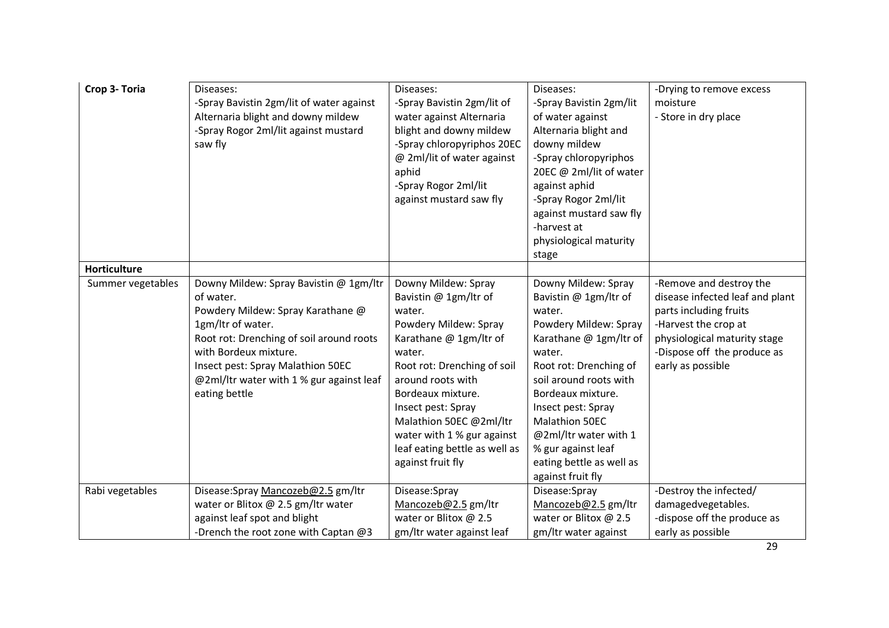| Crop 3- Toria | Diseases:<br>-Spray Bavistin 2gm/lit of water against Alternaria blight and downy mildew<br>-Spray Rogor 2ml/lit against mustard saw fly | Diseases:<br>-Spray Bavistin 2gm/lit of water against Alternaria blight and downy mildew<br>-Spray chloropyriphos 20EC @ 2ml/lit of water against aphid<br>-Spray Rogor 2ml/lit against mustard saw fly | Diseases:<br>-Spray Bavistin 2gm/lit of water against Alternaria blight and downy mildew<br>-Spray chloropyriphos 20EC @ 2ml/lit of water against aphid<br>-Spray Rogor 2ml/lit against mustard saw fly<br>-harvest at physiological maturity stage | -Drying to remove excess moisture<br>- Store in dry place |
|---|---|---|---|---|
| **Horticulture** | | | | |
| Summer vegetables | Downy Mildew: Spray Bavistin @ 1gm/ltr of water.<br>Powdery Mildew: Spray Karathane @ 1gm/ltr of water.<br>Root rot: Drenching of soil around roots with Bordeux mixture.<br>Insect pest: Spray Malathion 50EC @2ml/ltr water with 1 % gur against leaf eating bettle | Downy Mildew: Spray Bavistin @ 1gm/ltr of water.<br>Powdery Mildew: Spray Karathane @ 1gm/ltr of water.<br>Root rot: Drenching of soil around roots with Bordeaux mixture.<br>Insect pest: Spray Malathion 50EC @2ml/ltr water with 1 % gur against leaf eating bettle as well as against fruit fly | Downy Mildew: Spray Bavistin @ 1gm/ltr of water.<br>Powdery Mildew: Spray Karathane @ 1gm/ltr of water.<br>Root rot: Drenching of soil around roots with Bordeaux mixture.<br>Insect pest: Spray Malathion 50EC @2ml/ltr water with 1 % gur against leaf eating bettle as well as against fruit fly | -Remove and destroy the disease infected leaf and plant parts including fruits<br>-Harvest the crop at physiological maturity stage<br>-Dispose off the produce as early as possible |
| Rabi vegetables | Disease:Spray Mancozeb@2.5 gm/ltr water or Blitox @ 2.5 gm/ltr water against leaf spot and blight<br>-Drench the root zone with Captan @3 | Disease:Spray Mancozeb@2.5 gm/ltr water or Blitox @ 2.5 gm/ltr water against leaf | Disease:Spray Mancozeb@2.5 gm/ltr water or Blitox @ 2.5 gm/ltr water against | -Destroy the infected/ damagedvegetables.<br>-dispose off the produce as early as possible |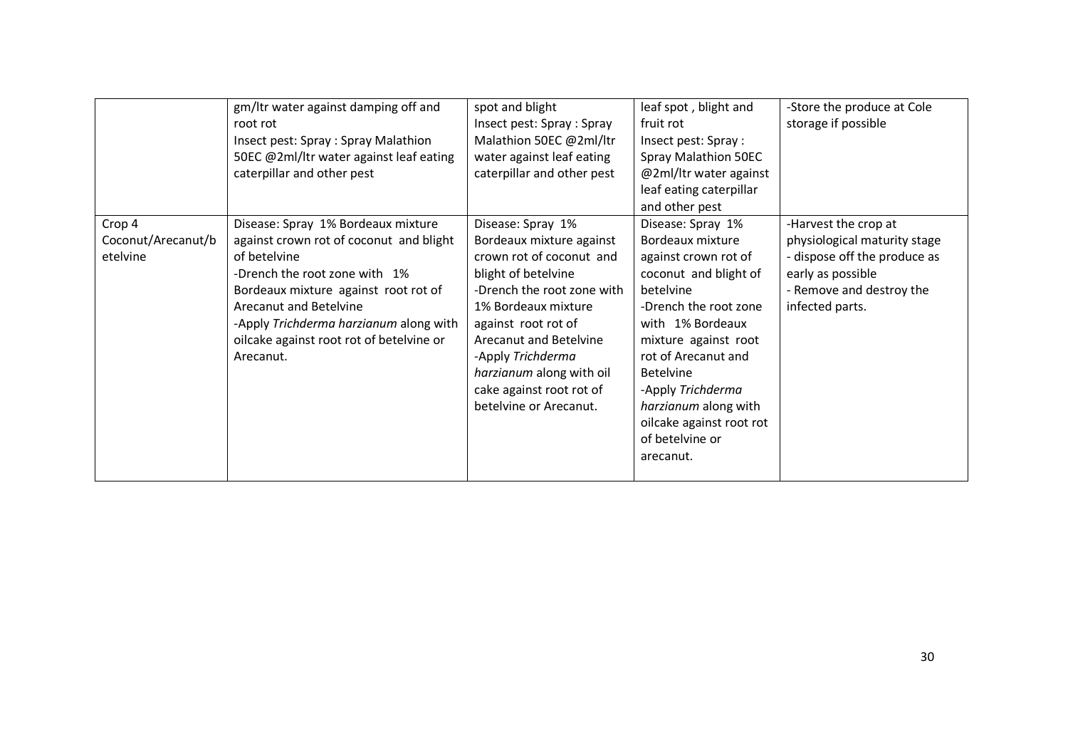| | | | | |
|---|---|---|---|---|
| | gm/ltr water against damping off and root rot<br>Insect pest: Spray : Spray Malathion 50EC @2ml/ltr water against leaf eating caterpillar and other pest | spot and blight<br>Insect pest: Spray : Spray Malathion 50EC @2ml/ltr water against leaf eating caterpillar and other pest | leaf spot , blight and fruit rot<br>Insect pest: Spray : Spray Malathion 50EC @2ml/ltr water against leaf eating caterpillar and other pest | -Store the produce at Cole storage if possible |
| Crop 4 Coconut/Arecanut/betelvine | Disease: Spray 1% Bordeaux mixture against crown rot of coconut and blight of betelvine<br>-Drench the root zone with 1% Bordeaux mixture against root rot of Arecanut and Betelvine<br>-Apply *Trichderma harzianum* along with oilcake against root rot of betelvine or Arecanut. | Disease: Spray 1% Bordeaux mixture against crown rot of coconut and blight of betelvine<br>-Drench the root zone with 1% Bordeaux mixture against root rot of Arecanut and Betelvine<br>-Apply *Trichderma harzianum* along with oil cake against root rot of betelvine or Arecanut. | Disease: Spray 1% Bordeaux mixture against crown rot of coconut and blight of betelvine<br>-Drench the root zone with 1% Bordeaux mixture against root rot of Arecanut and Betelvine<br>-Apply *Trichderma harzianum* along with oilcake against root rot of betelvine or arecanut. | -Harvest the crop at physiological maturity stage<br>- dispose off the produce as early as possible<br>- Remove and destroy the infected parts. |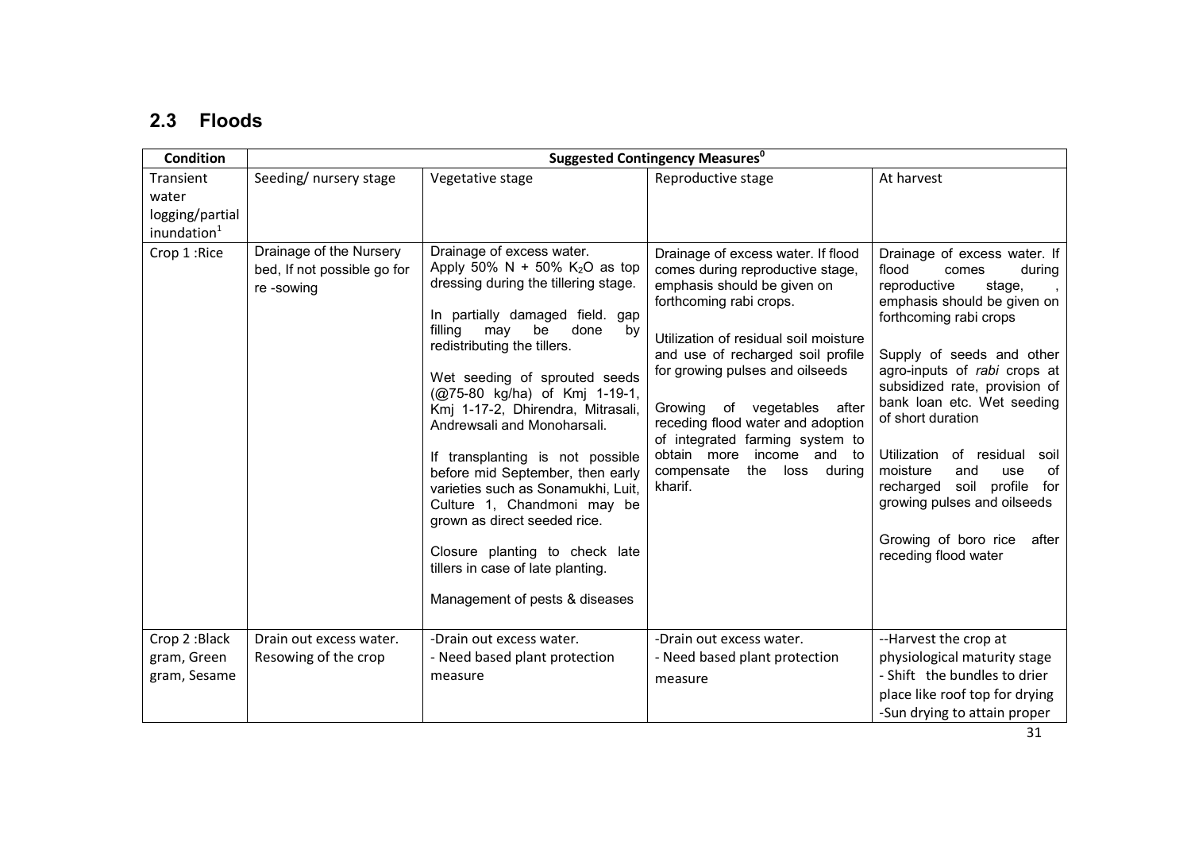## 2.3 Floods

| Condition | Suggested Contingency Measures[0] | | | |
|---|---|---|---|---|
| Transient water logging/partial inundation[1] | Seeding/ nursery stage | Vegetative stage | Reproductive stage | At harvest |
| Crop 1 :Rice | Drainage of the Nursery bed, If not possible go for re -sowing | Drainage of excess water.<br>Apply 50% N + 50% $K_2O$ as top dressing during the tillering stage.<br><br>In partially damaged field. gap filling may be done by redistributing the tillers.<br><br>Wet seeding of sprouted seeds (@75-80 kg/ha) of Kmj 1-19-1, Kmj 1-17-2, Dhirendra, Mitrasali, Andrewsali and Monoharsali.<br><br>If transplanting is not possible before mid September, then early varieties such as Sonamukhi, Luit, Culture 1, Chandmoni may be grown as direct seeded rice.<br><br>Closure planting to check late tillers in case of late planting.<br><br>Management of pests & diseases | Drainage of excess water. If flood comes during reproductive stage, emphasis should be given on forthcoming rabi crops.<br><br>Utilization of residual soil moisture and use of recharged soil profile for growing pulses and oilseeds<br><br>Growing of vegetables after receding flood water and adoption of integrated farming system to obtain more income and to compensate the loss during kharif. | Drainage of excess water. If flood comes during reproductive stage, , emphasis should be given on forthcoming rabi crops<br><br>Supply of seeds and other agro-inputs of *rabi* crops at subsidized rate, provision of bank loan etc. Wet seeding of short duration<br><br>Utilization of residual soil moisture and use of recharged soil profile for growing pulses and oilseeds<br><br>Growing of boro rice after receding flood water |
| Crop 2 :Black gram, Green gram, Sesame | Drain out excess water.<br>Resowing of the crop | -Drain out excess water.<br>- Need based plant protection measure | -Drain out excess water.<br>- Need based plant protection measure | --Harvest the crop at physiological maturity stage<br>- Shift the bundles to drier place like roof top for drying<br>-Sun drying to attain proper |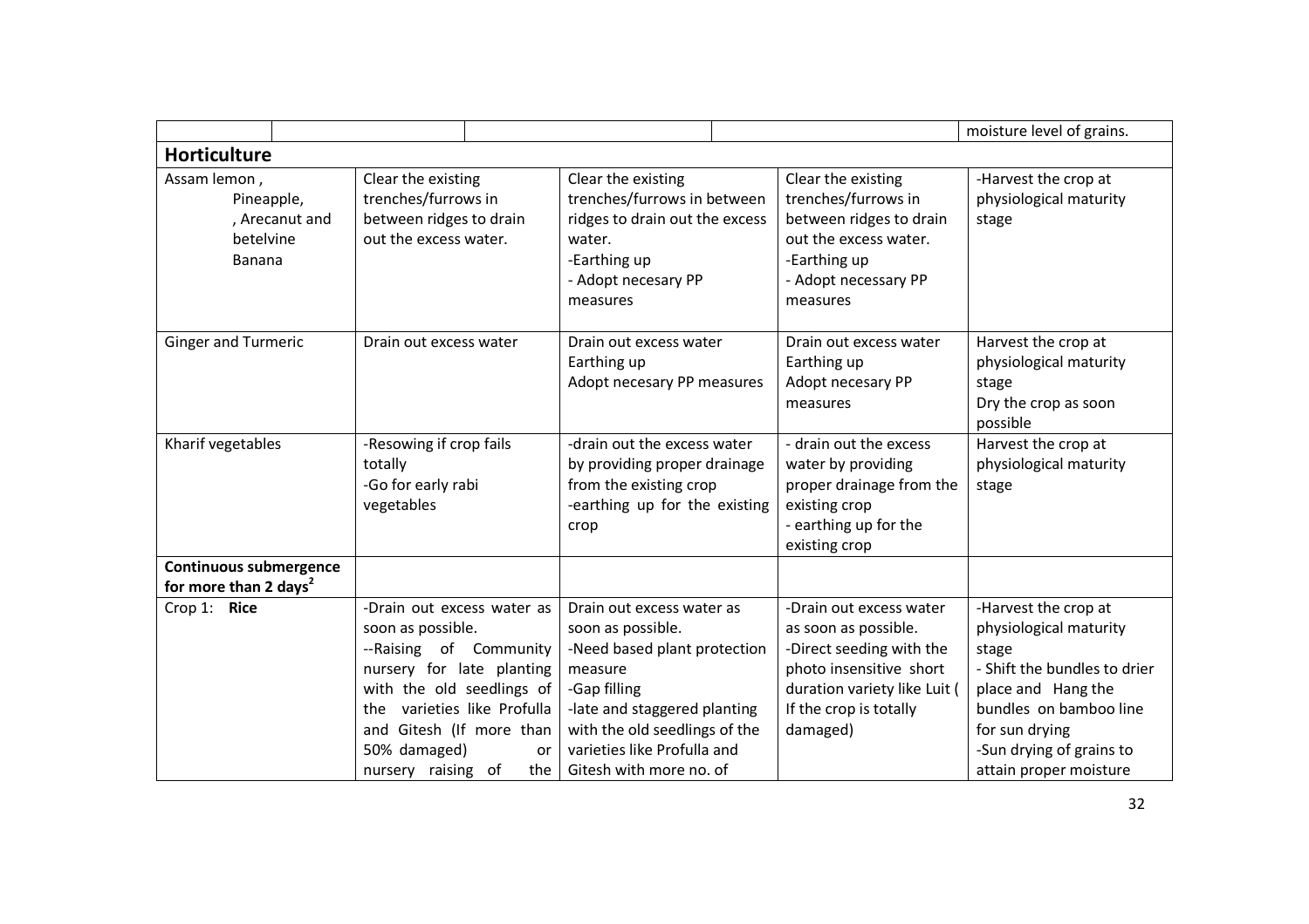| | | | | |
|---|---|---|---|---|
| | | | | moisture level of grains. |
| **Horticulture** | | | | |
| Assam lemon , Pineapple, , Arecanut and betelvine Banana | Clear the existing trenches/furrows in between ridges to drain out the excess water. | Clear the existing trenches/furrows in between ridges to drain out the excess water.<br>-Earthing up<br>- Adopt necesary PP measures | Clear the existing trenches/furrows in between ridges to drain out the excess water.<br>-Earthing up<br>- Adopt necessary PP measures | -Harvest the crop at physiological maturity stage |
| Ginger and Turmeric | Drain out excess water | Drain out excess water<br>Earthing up<br>Adopt necesary PP measures | Drain out excess water<br>Earthing up<br>Adopt necesary PP measures | Harvest the crop at physiological maturity stage<br>Dry the crop as soon possible |
| Kharif vegetables | -Resowing if crop fails totally<br>-Go for early rabi vegetables | -drain out the excess water by providing proper drainage from the existing crop<br>-earthing up for the existing crop | - drain out the excess water by providing proper drainage from the existing crop<br>- earthing up for the existing crop | Harvest the crop at physiological maturity stage |
| **Continuous submergence for more than 2 days[2]** | | | | |
| Crop 1: **Rice** | -Drain out excess water as soon as possible.<br>--Raising of Community nursery for late planting with the old seedlings of the varieties like Profulla and Gitesh (If more than 50% damaged) or nursery raising of the | Drain out excess water as soon as possible.<br>-Need based plant protection measure<br>-Gap filling<br>-late and staggered planting with the old seedlings of the varieties like Profulla and Gitesh with more no. of | -Drain out excess water as soon as possible.<br>-Direct seeding with the photo insensitive short duration variety like Luit ( If the crop is totally damaged) | -Harvest the crop at physiological maturity stage<br>- Shift the bundles to drier place and Hang the bundles on bamboo line for sun drying<br>-Sun drying of grains to attain proper moisture |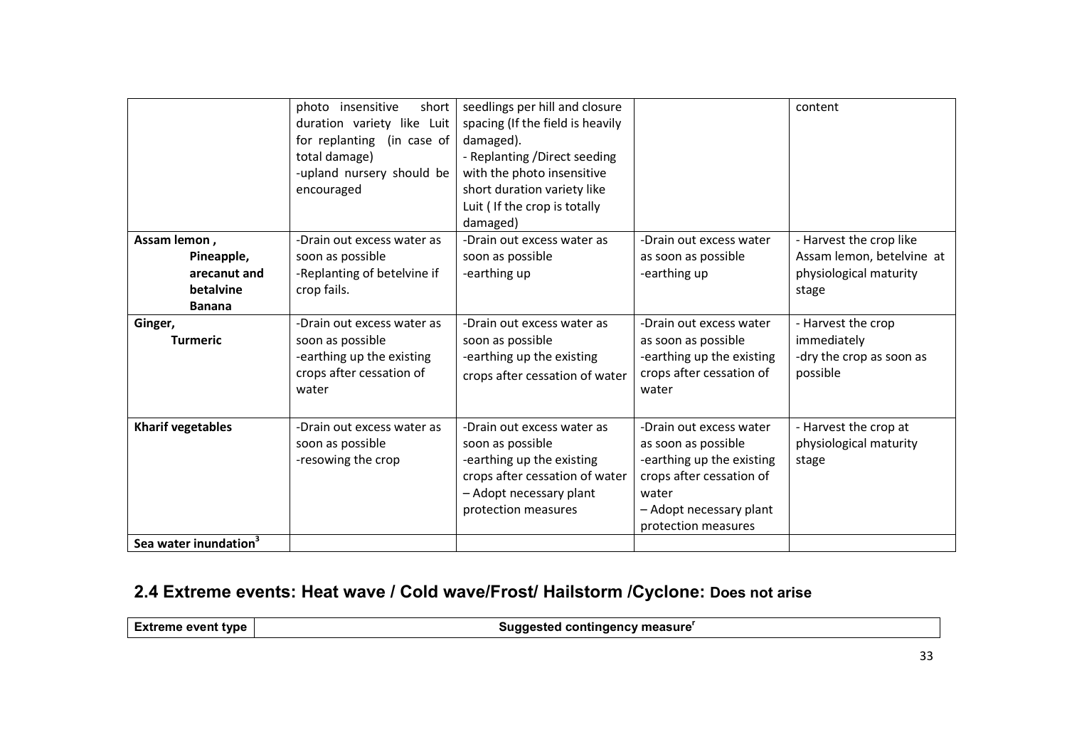| | photo insensitive short duration variety like Luit for replanting (in case of total damage)<br>-upland nursery should be encouraged | seedlings per hill and closure spacing (If the field is heavily damaged).<br>- Replanting /Direct seeding with the photo insensitive short duration variety like Luit ( If the crop is totally damaged) | | content |
|---|---|---|---|---|
| **Assam lemon , Pineapple, arecanut and betalvine Banana** | -Drain out excess water as soon as possible<br>-Replanting of betelvine if crop fails. | -Drain out excess water as soon as possible<br>-earthing up | -Drain out excess water as soon as possible<br>-earthing up | - Harvest the crop like Assam lemon, betelvine at physiological maturity stage |
| **Ginger, Turmeric** | -Drain out excess water as soon as possible<br>-earthing up the existing crops after cessation of water | -Drain out excess water as soon as possible<br>-earthing up the existing crops after cessation of water | -Drain out excess water as soon as possible<br>-earthing up the existing crops after cessation of water | - Harvest the crop immediately<br>-dry the crop as soon as possible |
| **Kharif vegetables** | -Drain out excess water as soon as possible<br>-resowing the crop | -Drain out excess water as soon as possible<br>-earthing up the existing crops after cessation of water<br>– Adopt necessary plant protection measures | -Drain out excess water as soon as possible<br>-earthing up the existing crops after cessation of water<br>– Adopt necessary plant protection measures | - Harvest the crop at physiological maturity stage |
| **Sea water inundation[3]** | | | | |

## 2.4 Extreme events: Heat wave / Cold wave/Frost/ Hailstorm /Cyclone: Does not arise

| Extreme event type | Suggested contingency measure[r] |
|---|---|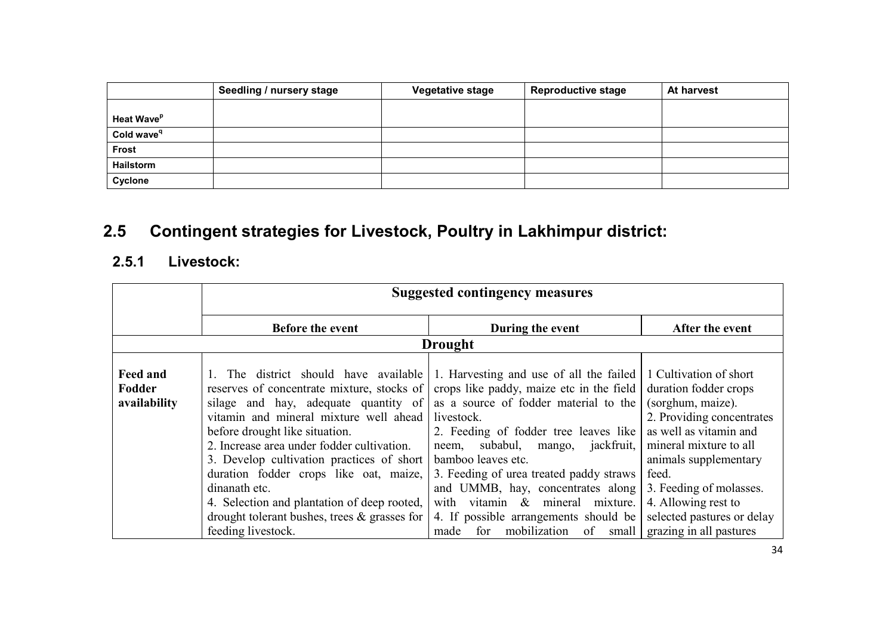| | Seedling / nursery stage | Vegetative stage | Reproductive stage | At harvest |
|---|---|---|---|---|
| Heat Wave[p] | | | | |
| Cold wave[q] | | | | |
| Frost | | | | |
| Hailstorm | | | | |
| Cyclone | | | | |

## 2.5 Contingent strategies for Livestock, Poultry in Lakhimpur district:

### 2.5.1 Livestock:

| | Suggested contingency measures | | |
|---|---|---|---|
| | **Before the event** | **During the event** | **After the event** |
| | **Drought** | | |
| **Feed and Fodder availability** | 1. The district should have available reserves of concentrate mixture, stocks of silage and hay, adequate quantity of vitamin and mineral mixture well ahead before drought like situation.<br>2. Increase area under fodder cultivation.<br>3. Develop cultivation practices of short duration fodder crops like oat, maize, dinanath etc.<br>4. Selection and plantation of deep rooted, drought tolerant bushes, trees & grasses for feeding livestock. | 1. Harvesting and use of all the failed crops like paddy, maize etc in the field as a source of fodder material to the livestock.<br>2. Feeding of fodder tree leaves like neem, subabul, mango, jackfruit, bamboo leaves etc.<br>3. Feeding of urea treated paddy straws and UMMB, hay, concentrates along with vitamin & mineral mixture.<br>4. If possible arrangements should be made for mobilization of small | 1 Cultivation of short duration fodder crops (sorghum, maize).<br>2. Providing concentrates as well as vitamin and mineral mixture to all animals supplementary feed.<br>3. Feeding of molasses.<br>4. Allowing rest to selected pastures or delay grazing in all pastures |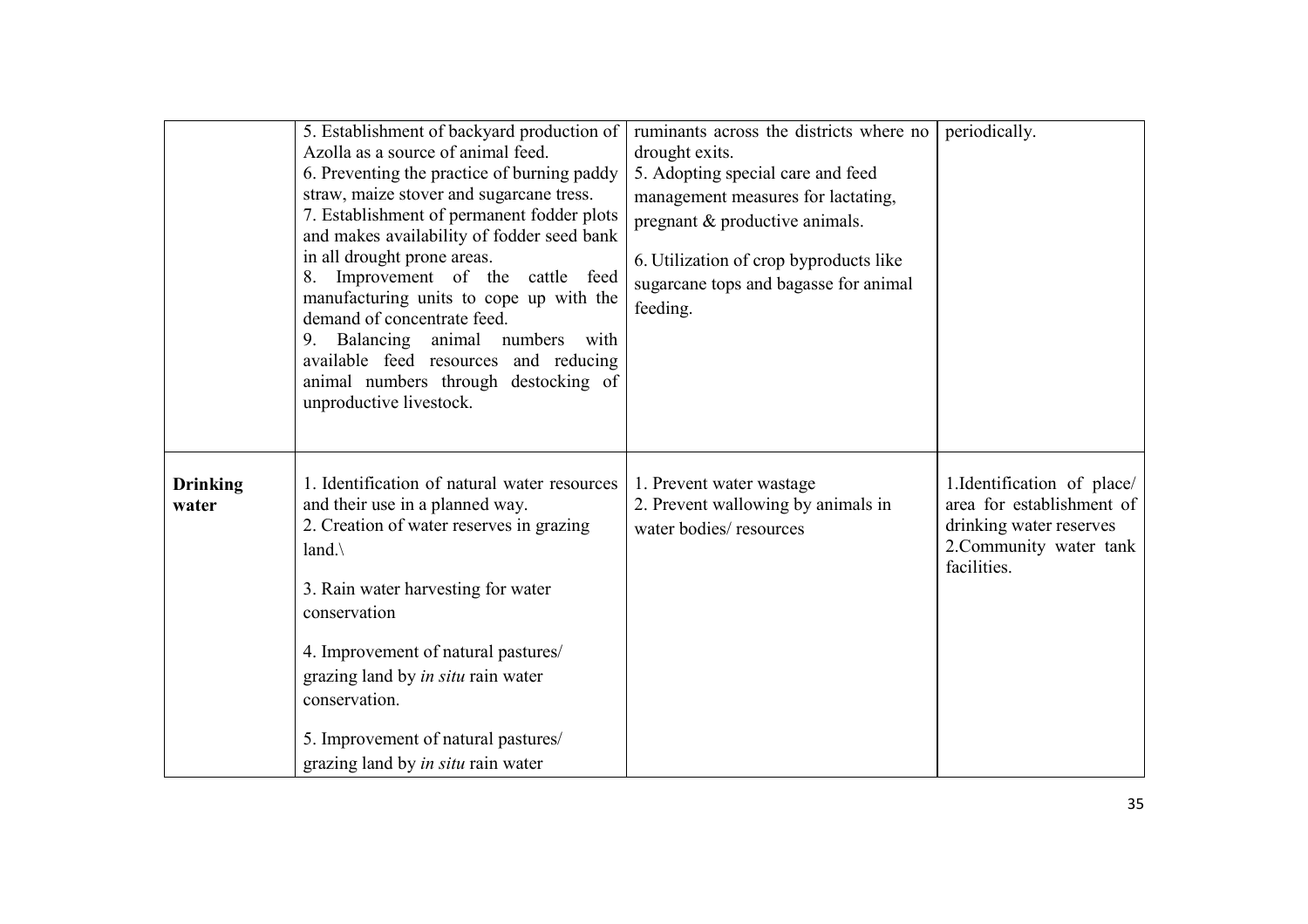| | | | |
|---|---|---|---|
| | 5. Establishment of backyard production of Azolla as a source of animal feed.<br>6. Preventing the practice of burning paddy straw, maize stover and sugarcane tress.<br>7. Establishment of permanent fodder plots and makes availability of fodder seed bank in all drought prone areas.<br>8. Improvement of the cattle feed manufacturing units to cope up with the demand of concentrate feed.<br>9. Balancing animal numbers with available feed resources and reducing animal numbers through destocking of unproductive livestock. | ruminants across the districts where no drought exits.<br>5. Adopting special care and feed management measures for lactating, pregnant & productive animals.<br>6. Utilization of crop byproducts like sugarcane tops and bagasse for animal feeding. | periodically. |
| **Drinking water** | 1. Identification of natural water resources and their use in a planned way.<br>2. Creation of water reserves in grazing land.\<br>3. Rain water harvesting for water conservation<br>4. Improvement of natural pastures/ grazing land by *in situ* rain water conservation.<br>5. Improvement of natural pastures/ grazing land by *in situ* rain water | 1. Prevent water wastage<br>2. Prevent wallowing by animals in water bodies/ resources | 1.Identification of place/ area for establishment of drinking water reserves<br>2.Community water tank facilities. |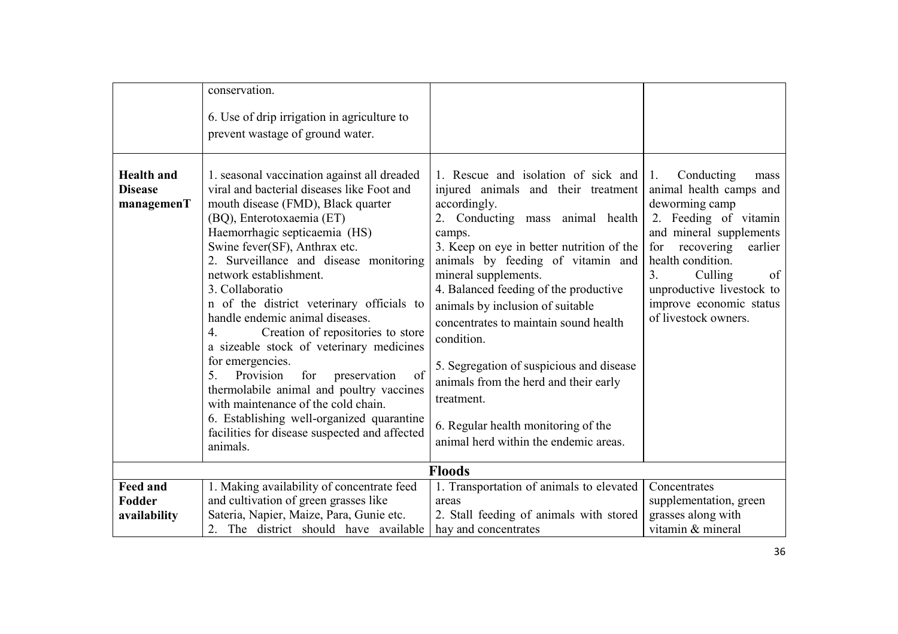| | | | |
|---|---|---|---|
| | conservation.<br><br>6. Use of drip irrigation in agriculture to prevent wastage of ground water. | | |
| **Health and Disease managemenT** | 1. seasonal vaccination against all dreaded viral and bacterial diseases like Foot and mouth disease (FMD), Black quarter (BQ), Enterotoxaemia (ET) Haemorrhagic septicaemia (HS) Swine fever(SF), Anthrax etc.<br>2. Surveillance and disease monitoring network establishment.<br>3. Collaboratio n of the district veterinary officials to handle endemic animal diseases.<br>4. Creation of repositories to store a sizeable stock of veterinary medicines for emergencies.<br>5. Provision for preservation of thermolabile animal and poultry vaccines with maintenance of the cold chain.<br>6. Establishing well-organized quarantine facilities for disease suspected and affected animals. | 1. Rescue and isolation of sick and injured animals and their treatment accordingly.<br>2. Conducting mass animal health camps.<br>3. Keep on eye in better nutrition of the animals by feeding of vitamin and mineral supplements.<br>4. Balanced feeding of the productive animals by inclusion of suitable concentrates to maintain sound health condition.<br><br>5. Segregation of suspicious and disease animals from the herd and their early treatment.<br><br>6. Regular health monitoring of the animal herd within the endemic areas. | 1. Conducting mass animal health camps and deworming camp<br>2. Feeding of vitamin and mineral supplements for recovering earlier health condition.<br>3. Culling of unproductive livestock to improve economic status of livestock owners. |
| | | **Floods** | |
| **Feed and Fodder availability** | 1. Making availability of concentrate feed and cultivation of green grasses like Sateria, Napier, Maize, Para, Gunie etc.<br>2. The district should have available | 1. Transportation of animals to elevated areas<br>2. Stall feeding of animals with stored hay and concentrates | Concentrates supplementation, green grasses along with vitamin & mineral |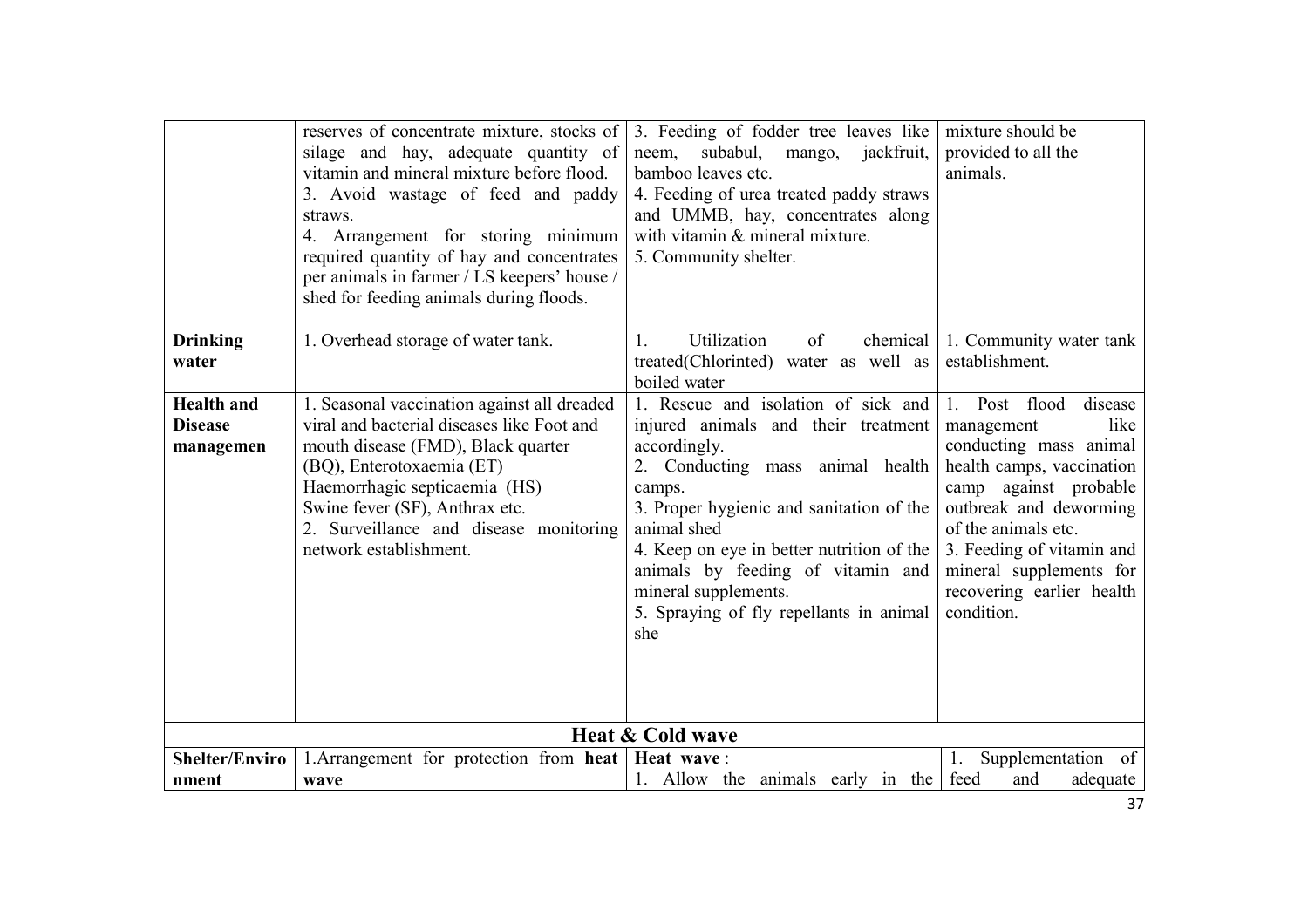| | | | |
|---|---|---|---|
| | reserves of concentrate mixture, stocks of silage and hay, adequate quantity of vitamin and mineral mixture before flood.<br>3. Avoid wastage of feed and paddy straws.<br>4. Arrangement for storing minimum required quantity of hay and concentrates per animals in farmer / LS keepers' house / shed for feeding animals during floods. | 3. Feeding of fodder tree leaves like neem, subabul, mango, jackfruit, bamboo leaves etc.<br>4. Feeding of urea treated paddy straws and UMMB, hay, concentrates along with vitamin & mineral mixture.<br>5. Community shelter. | mixture should be provided to all the animals. |
| **Drinking water** | 1. Overhead storage of water tank. | 1. Utilization of chemical treated(Chlorinted) water as well as boiled water | 1. Community water tank establishment. |
| **Health and Disease managemen** | 1. Seasonal vaccination against all dreaded viral and bacterial diseases like Foot and mouth disease (FMD), Black quarter (BQ), Enterotoxaemia (ET) Haemorrhagic septicaemia (HS) Swine fever (SF), Anthrax etc.<br>2. Surveillance and disease monitoring network establishment. | 1. Rescue and isolation of sick and injured animals and their treatment accordingly.<br>2. Conducting mass animal health camps.<br>3. Proper hygienic and sanitation of the animal shed<br>4. Keep on eye in better nutrition of the animals by feeding of vitamin and mineral supplements.<br>5. Spraying of fly repellants in animal she | 1. Post flood disease management like conducting mass animal health camps, vaccination camp against probable outbreak and deworming of the animals etc.<br>3. Feeding of vitamin and mineral supplements for recovering earlier health condition. |
| | | **Heat & Cold wave** | |
| **Shelter/Enviro nment** | 1.Arrangement for protection from **heat wave** | **Heat wave** :<br>1. Allow the animals early in the | 1. Supplementation of feed and adequate |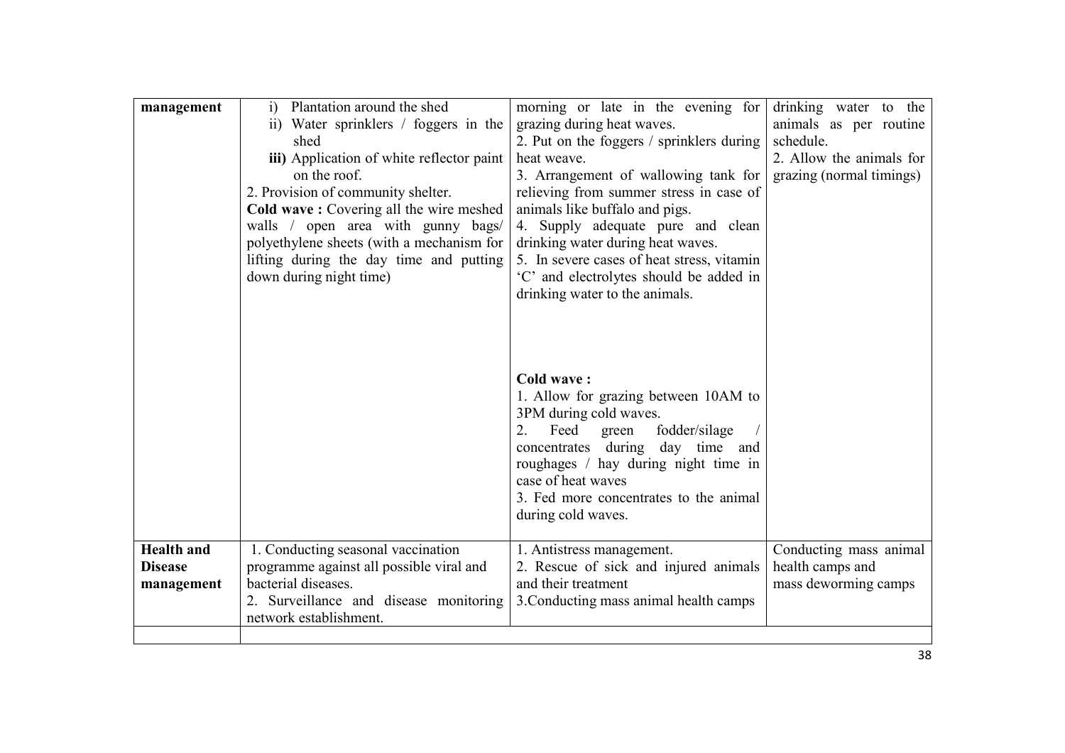| management | i) Plantation around the shed<br>ii) Water sprinklers / foggers in the shed<br>**iii)** Application of white reflector paint on the roof.<br>2. Provision of community shelter.<br>**Cold wave :** Covering all the wire meshed walls / open area with gunny bags/ polyethylene sheets (with a mechanism for lifting during the day time and putting down during night time) | morning or late in the evening for grazing during heat waves.<br>2. Put on the foggers / sprinklers during heat weave.<br>3. Arrangement of wallowing tank for relieving from summer stress in case of animals like buffalo and pigs.<br>4. Supply adequate pure and clean drinking water during heat waves.<br>5. In severe cases of heat stress, vitamin 'C' and electrolytes should be added in drinking water to the animals.<br><br>**Cold wave :**<br>1. Allow for grazing between 10AM to 3PM during cold waves.<br>2. Feed green fodder/silage / concentrates during day time and roughages / hay during night time in case of heat waves<br>3. Fed more concentrates to the animal during cold waves. | drinking water to the animals as per routine schedule.<br>2. Allow the animals for grazing (normal timings) |
|---|---|---|---|
| **Health and Disease management** | 1. Conducting seasonal vaccination programme against all possible viral and bacterial diseases.<br>2. Surveillance and disease monitoring network establishment. | 1. Antistress management.<br>2. Rescue of sick and injured animals and their treatment<br>3.Conducting mass animal health camps | Conducting mass animal health camps and mass deworming camps |
| | | | |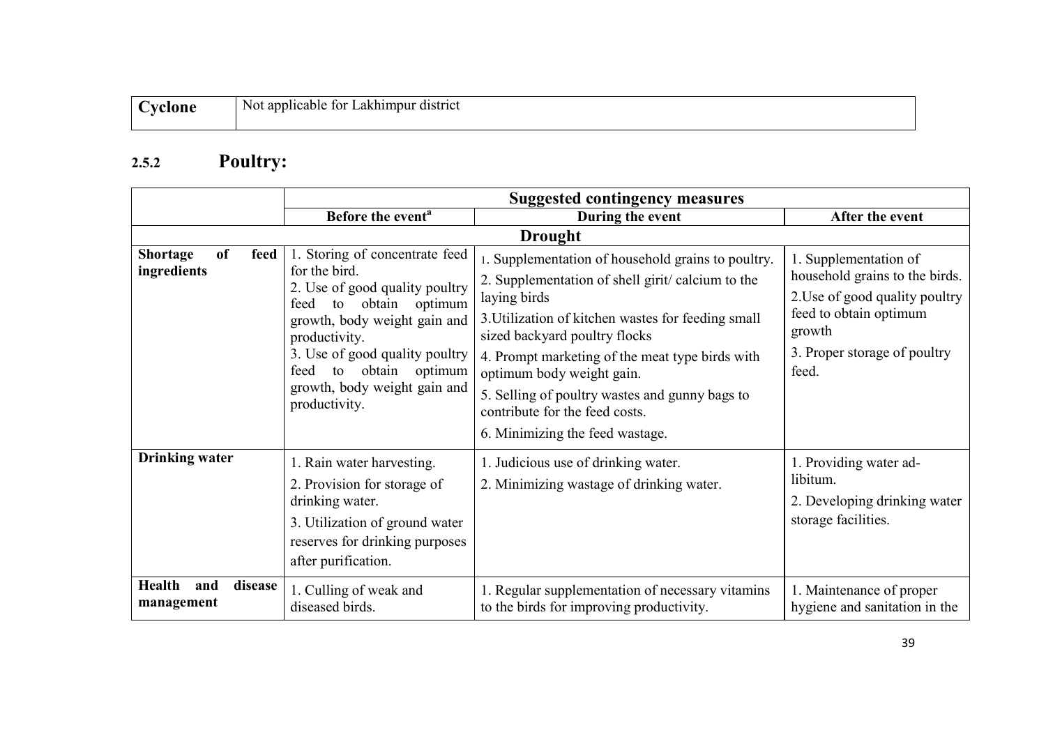| Cyclone | Not applicable for Lakhimpur district |
|---|---|

## 2.5.2 Poultry:

| | Suggested contingency measures | | |
|---|---|---|---|
| | Before the event[a] | During the event | After the event |
| **Drought** | | | |
| **Shortage of feed ingredients** | 1. Storing of concentrate feed for the bird.<br>2. Use of good quality poultry feed to obtain optimum growth, body weight gain and productivity.<br>3. Use of good quality poultry feed to obtain optimum growth, body weight gain and productivity. | 1. Supplementation of household grains to poultry.<br>2. Supplementation of shell girit/ calcium to the laying birds<br>3.Utilization of kitchen wastes for feeding small sized backyard poultry flocks<br>4. Prompt marketing of the meat type birds with optimum body weight gain.<br>5. Selling of poultry wastes and gunny bags to contribute for the feed costs.<br>6. Minimizing the feed wastage. | 1. Supplementation of household grains to the birds.<br>2.Use of good quality poultry feed to obtain optimum growth<br>3. Proper storage of poultry feed. |
| **Drinking water** | 1. Rain water harvesting.<br>2. Provision for storage of drinking water.<br>3. Utilization of ground water reserves for drinking purposes after purification. | 1. Judicious use of drinking water.<br>2. Minimizing wastage of drinking water. | 1. Providing water ad-libitum.<br>2. Developing drinking water storage facilities. |
| **Health and disease management** | 1. Culling of weak and diseased birds. | 1. Regular supplementation of necessary vitamins to the birds for improving productivity. | 1. Maintenance of proper hygiene and sanitation in the |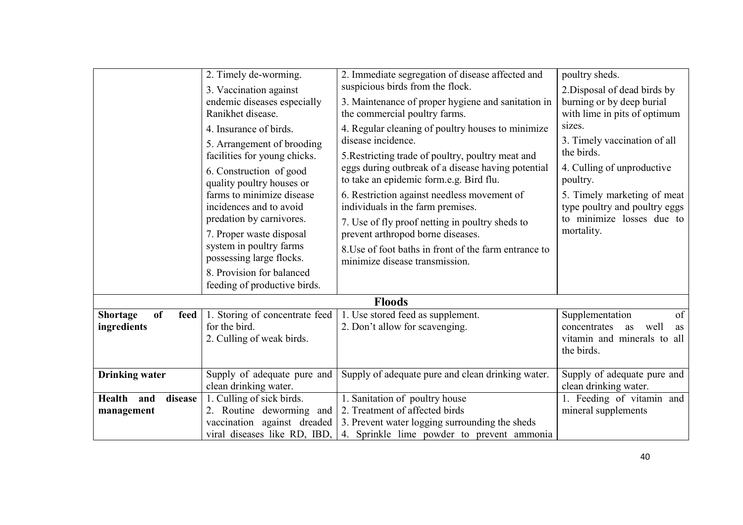| | | | |
|---|---|---|---|
| | 2. Timely de-worming.<br>3. Vaccination against endemic diseases especially Ranikhet disease.<br>4. Insurance of birds.<br>5. Arrangement of brooding facilities for young chicks.<br>6. Construction of good quality poultry houses or farms to minimize disease incidences and to avoid predation by carnivores.<br>7. Proper waste disposal system in poultry farms possessing large flocks.<br>8. Provision for balanced feeding of productive birds. | 2. Immediate segregation of disease affected and suspicious birds from the flock.<br>3. Maintenance of proper hygiene and sanitation in the commercial poultry farms.<br>4. Regular cleaning of poultry houses to minimize disease incidence.<br>5.Restricting trade of poultry, poultry meat and eggs during outbreak of a disease having potential to take an epidemic form.e.g. Bird flu.<br>6. Restriction against needless movement of individuals in the farm premises.<br>7. Use of fly proof netting in poultry sheds to prevent arthropod borne diseases.<br>8.Use of foot baths in front of the farm entrance to minimize disease transmission. | poultry sheds.<br>2.Disposal of dead birds by burning or by deep burial with lime in pits of optimum sizes.<br>3. Timely vaccination of all the birds.<br>4. Culling of unproductive poultry.<br>5. Timely marketing of meat type poultry and poultry eggs to minimize losses due to mortality. |
| | | **Floods** | |
| **Shortage of feed ingredients** | 1. Storing of concentrate feed for the bird.<br>2. Culling of weak birds. | 1. Use stored feed as supplement.<br>2. Don't allow for scavenging. | Supplementation of concentrates as well as vitamin and minerals to all the birds. |
| **Drinking water** | Supply of adequate pure and clean drinking water. | Supply of adequate pure and clean drinking water. | Supply of adequate pure and clean drinking water. |
| **Health and disease management** | 1. Culling of sick birds.<br>2. Routine deworming and vaccination against dreaded viral diseases like RD, IBD, | 1. Sanitation of poultry house<br>2. Treatment of affected birds<br>3. Prevent water logging surrounding the sheds<br>4. Sprinkle lime powder to prevent ammonia | 1. Feeding of vitamin and mineral supplements |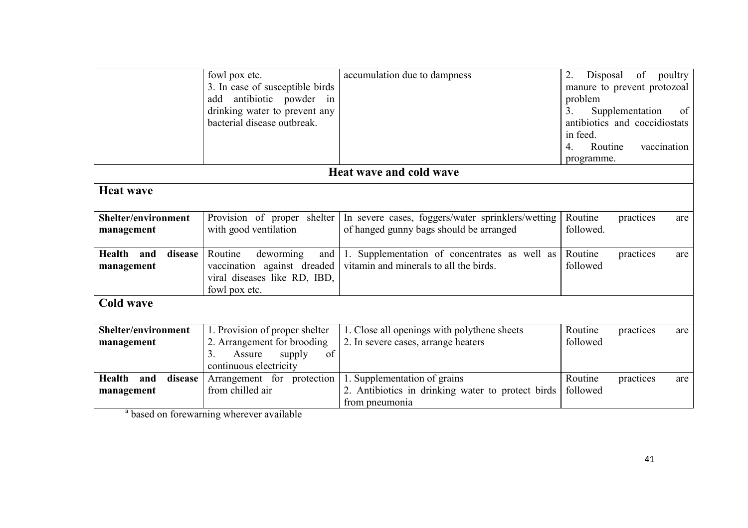| | | | |
|---|---|---|---|
| | fowl pox etc.<br>3. In case of susceptible birds add antibiotic powder in drinking water to prevent any bacterial disease outbreak. | accumulation due to dampness | 2. Disposal of poultry manure to prevent protozoal problem<br>3. Supplementation of antibiotics and coccidiostats in feed.<br>4. Routine vaccination programme. |
| **Heat wave and cold wave** | | | |
| **Heat wave** | | | |
| **Shelter/environment management** | Provision of proper shelter with good ventilation | In severe cases, foggers/water sprinklers/wetting of hanged gunny bags should be arranged | Routine practices are followed. |
| **Health and disease management** | Routine deworming and vaccination against dreaded viral diseases like RD, IBD, fowl pox etc. | 1. Supplementation of concentrates as well as vitamin and minerals to all the birds. | Routine practices are followed |
| **Cold wave** | | | |
| **Shelter/environment management** | 1. Provision of proper shelter<br>2. Arrangement for brooding<br>3. Assure supply of continuous electricity | 1. Close all openings with polythene sheets<br>2. In severe cases, arrange heaters | Routine practices are followed |
| **Health and disease management** | Arrangement for protection from chilled air | 1. Supplementation of grains<br>2. Antibiotics in drinking water to protect birds from pneumonia | Routine practices are followed |

[a] based on forewarning wherever available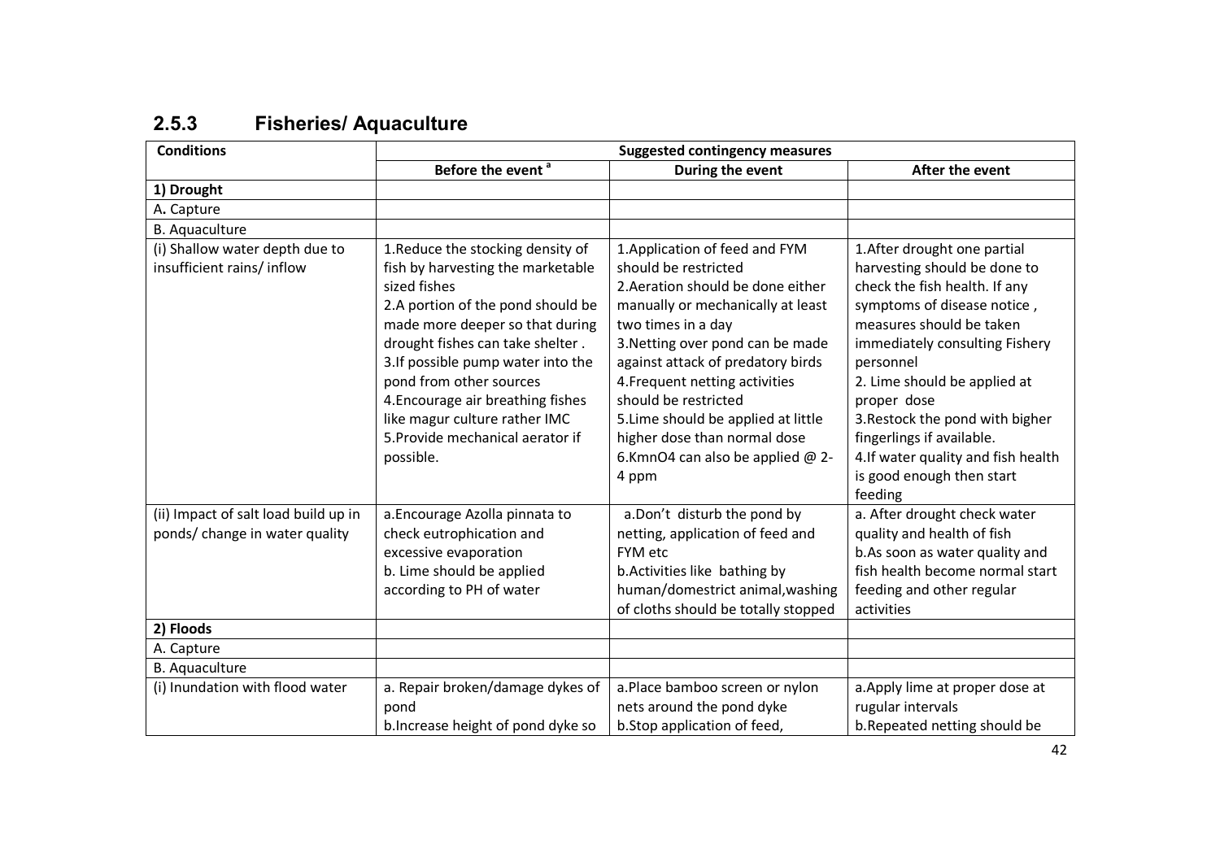## 2.5.3 Fisheries/ Aquaculture

| Conditions | Suggested contingency measures | | |
|---|---|---|---|
| | Before the event [a] | During the event | After the event |
| **1) Drought** | | | |
| A. Capture | | | |
| B. Aquaculture | | | |
| (i) Shallow water depth due to insufficient rains/ inflow | 1.Reduce the stocking density of fish by harvesting the marketable sized fishes<br>2.A portion of the pond should be made more deeper so that during drought fishes can take shelter .<br>3.If possible pump water into the pond from other sources<br>4.Encourage air breathing fishes like magur culture rather IMC<br>5.Provide mechanical aerator if possible. | 1.Application of feed and FYM should be restricted<br>2.Aeration should be done either manually or mechanically at least two times in a day<br>3.Netting over pond can be made against attack of predatory birds<br>4.Frequent netting activities should be restricted<br>5.Lime should be applied at little higher dose than normal dose<br>6.KmnO4 can also be applied @ 2-4 ppm | 1.After drought one partial harvesting should be done to check the fish health. If any symptoms of disease notice , measures should be taken immediately consulting Fishery personnel<br>2. Lime should be applied at proper dose<br>3.Restock the pond with bigher fingerlings if available.<br>4.If water quality and fish health is good enough then start feeding |
| (ii) Impact of salt load build up in ponds/ change in water quality | a.Encourage Azolla pinnata to check eutrophication and excessive evaporation<br>b. Lime should be applied according to PH of water | a.Don't disturb the pond by netting, application of feed and FYM etc<br>b.Activities like bathing by human/domestrict animal,washing of cloths should be totally stopped | a. After drought check water quality and health of fish<br>b.As soon as water quality and fish health become normal start feeding and other regular activities |
| **2) Floods** | | | |
| A. Capture | | | |
| B. Aquaculture | | | |
| (i) Inundation with flood water | a. Repair broken/damage dykes of pond<br>b.Increase height of pond dyke so | a.Place bamboo screen or nylon nets around the pond dyke<br>b.Stop application of feed, | a.Apply lime at proper dose at rugular intervals<br>b.Repeated netting should be |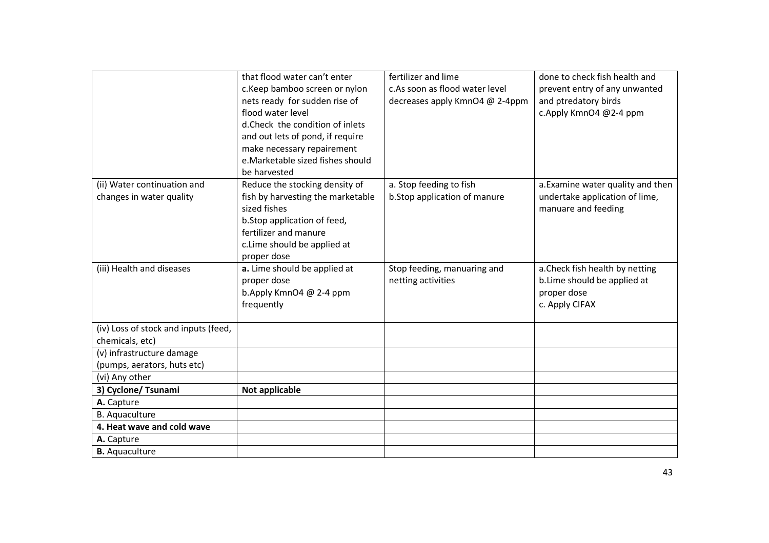| | | | |
|---|---|---|---|
| | that flood water can't enter<br>c.Keep bamboo screen or nylon nets ready for sudden rise of flood water level<br>d.Check the condition of inlets and out lets of pond, if require make necessary repairement<br>e.Marketable sized fishes should be harvested | fertilizer and lime<br>c.As soon as flood water level decreases apply KmnO4 @ 2-4ppm | done to check fish health and prevent entry of any unwanted and ptredatory birds<br>c.Apply KmnO4 @2-4 ppm |
| (ii) Water continuation and changes in water quality | Reduce the stocking density of fish by harvesting the marketable sized fishes<br>b.Stop application of feed, fertilizer and manure<br>c.Lime should be applied at proper dose | a. Stop feeding to fish<br>b.Stop application of manure | a.Examine water quality and then undertake application of lime, manuare and feeding |
| (iii) Health and diseases | **a.** Lime should be applied at proper dose<br>b.Apply KmnO4 @ 2-4 ppm frequently | Stop feeding, manuaring and netting activities | a.Check fish health by netting<br>b.Lime should be applied at proper dose<br>c. Apply CIFAX |
| (iv) Loss of stock and inputs (feed, chemicals, etc) | | | |
| (v) infrastructure damage (pumps, aerators, huts etc) | | | |
| (vi) Any other | | | |
| **3) Cyclone/ Tsunami** | **Not applicable** | | |
| **A.** Capture | | | |
| B. Aquaculture | | | |
| **4. Heat wave and cold wave** | | | |
| **A.** Capture | | | |
| **B.** Aquaculture | | | |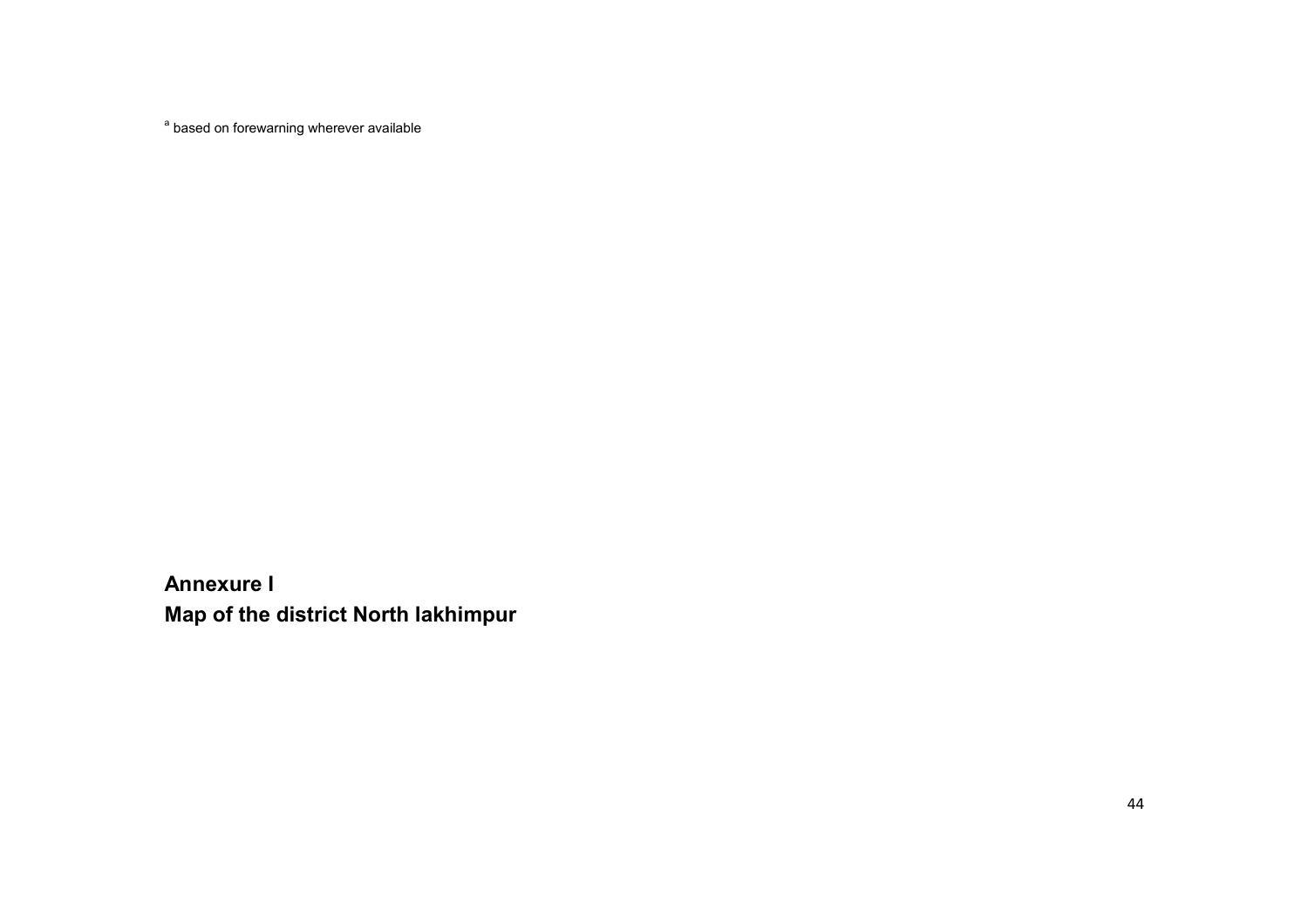[a] based on forewarning wherever available

**Annexure I**

**Map of the district North lakhimpur**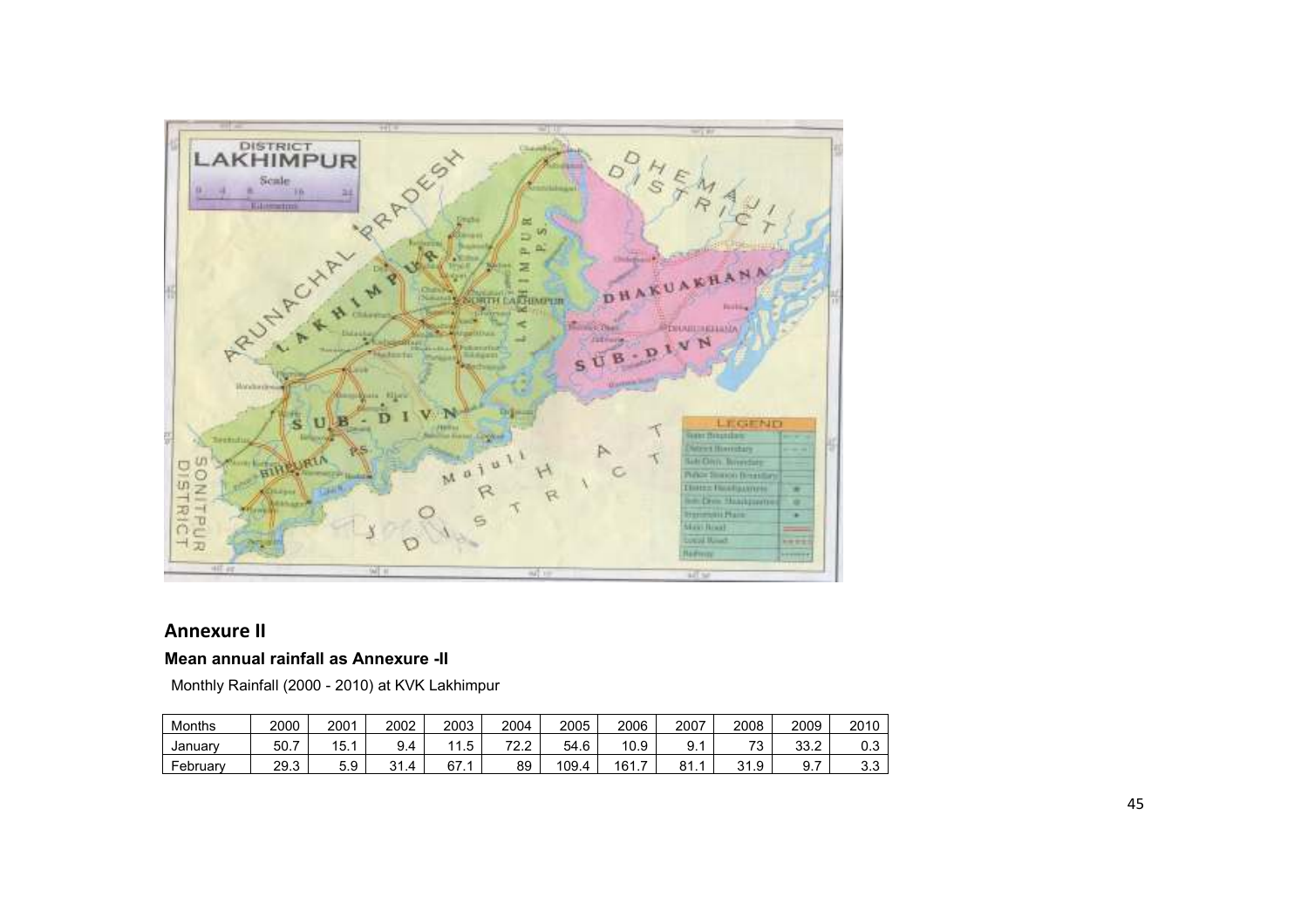## Annexure II

### Mean annual rainfall as Annexure -II

Monthly Rainfall (2000 - 2010) at KVK Lakhimpur

| Months | 2000 | 2001 | 2002 | 2003 | 2004 | 2005 | 2006 | 2007 | 2008 | 2009 | 2010 |
|---|---|---|---|---|---|---|---|---|---|---|---|
| January | 50.7 | 15.1 | 9.4 | 11.5 | 72.2 | 54.6 | 10.9 | 9.1 | 73 | 33.2 | 0.3 |
| February | 29.3 | 5.9 | 31.4 | 67.1 | 89 | 109.4 | 161.7 | 81.1 | 31.9 | 9.7 | 3.3 |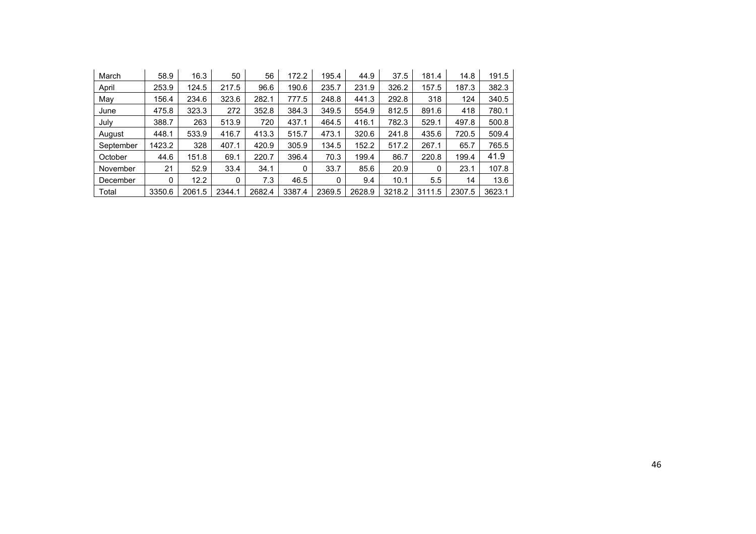| | | | | | | | | | | | |
|---|---|---|---|---|---|---|---|---|---|---|---|
| March | 58.9 | 16.3 | 50 | 56 | 172.2 | 195.4 | 44.9 | 37.5 | 181.4 | 14.8 | 191.5 |
| April | 253.9 | 124.5 | 217.5 | 96.6 | 190.6 | 235.7 | 231.9 | 326.2 | 157.5 | 187.3 | 382.3 |
| May | 156.4 | 234.6 | 323.6 | 282.1 | 777.5 | 248.8 | 441.3 | 292.8 | 318 | 124 | 340.5 |
| June | 475.8 | 323.3 | 272 | 352.8 | 384.3 | 349.5 | 554.9 | 812.5 | 891.6 | 418 | 780.1 |
| July | 388.7 | 263 | 513.9 | 720 | 437.1 | 464.5 | 416.1 | 782.3 | 529.1 | 497.8 | 500.8 |
| August | 448.1 | 533.9 | 416.7 | 413.3 | 515.7 | 473.1 | 320.6 | 241.8 | 435.6 | 720.5 | 509.4 |
| September | 1423.2 | 328 | 407.1 | 420.9 | 305.9 | 134.5 | 152.2 | 517.2 | 267.1 | 65.7 | 765.5 |
| October | 44.6 | 151.8 | 69.1 | 220.7 | 396.4 | 70.3 | 199.4 | 86.7 | 220.8 | 199.4 | 41.9 |
| November | 21 | 52.9 | 33.4 | 34.1 | 0 | 33.7 | 85.6 | 20.9 | 0 | 23.1 | 107.8 |
| December | 0 | 12.2 | 0 | 7.3 | 46.5 | 0 | 9.4 | 10.1 | 5.5 | 14 | 13.6 |
| Total | 3350.6 | 2061.5 | 2344.1 | 2682.4 | 3387.4 | 2369.5 | 2628.9 | 3218.2 | 3111.5 | 2307.5 | 3623.1 |